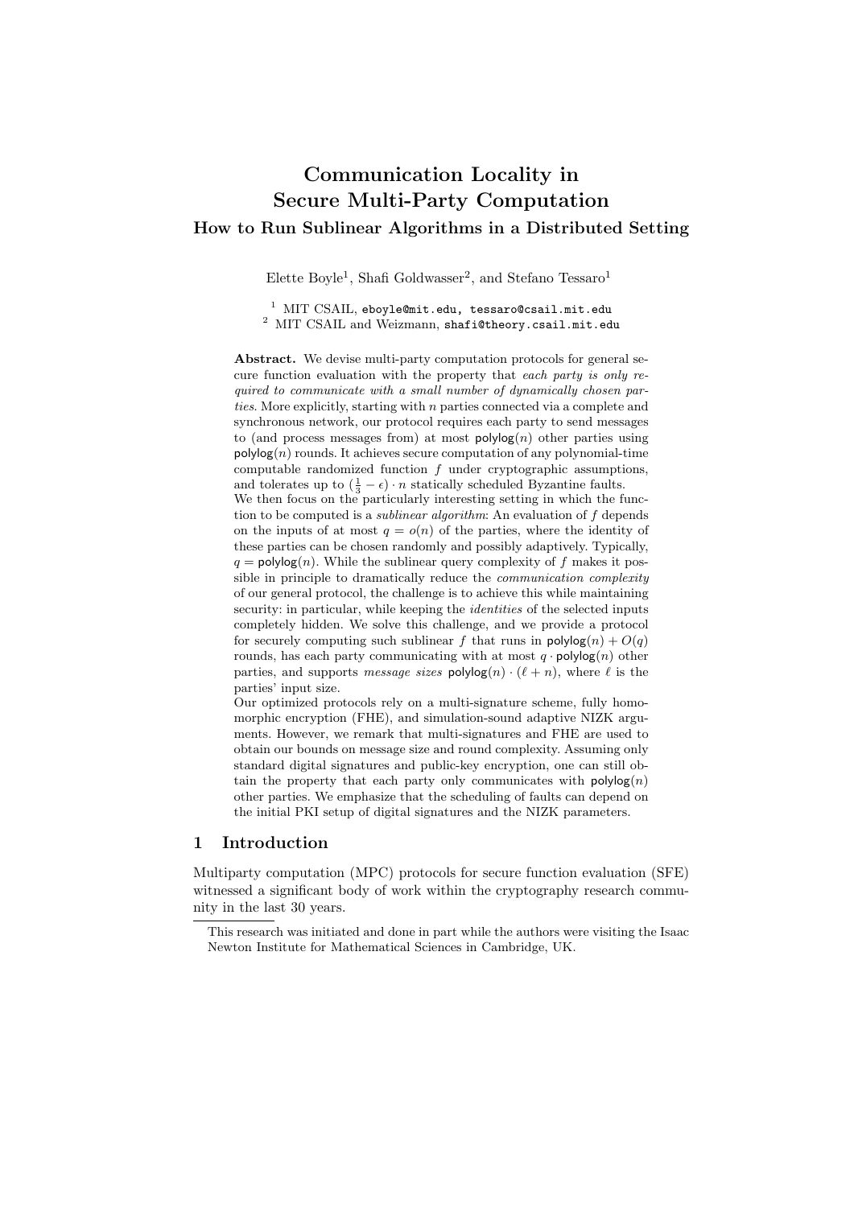# Communication Locality in Secure Multi-Party Computation

## How to Run Sublinear Algorithms in a Distributed Setting

Elette Boyle[1], Shafi Goldwasser[2], and Stefano Tessaro[1]

[1] MIT CSAIL, eboyle@mit.edu, tessaro@csail.mit.edu
[2] MIT CSAIL and Weizmann, shafi@theory.csail.mit.edu

**Abstract.** We devise multi-party computation protocols for general secure function evaluation with the property that *each party is only required to communicate with a small number of dynamically chosen parties.* More explicitly, starting with $n$ parties connected via a complete and synchronous network, our protocol requires each party to send messages to (and process messages from) at most $\mathsf{polylog}(n)$ other parties using $\mathsf{polylog}(n)$ rounds. It achieves secure computation of any polynomial-time computable randomized function $f$ under cryptographic assumptions, and tolerates up to $(\frac{1}{3} - \epsilon) \cdot n$ statically scheduled Byzantine faults.
We then focus on the particularly interesting setting in which the function to be computed is a *sublinear algorithm*: An evaluation of $f$ depends on the inputs of at most $q = o(n)$ of the parties, where the identity of these parties can be chosen randomly and possibly adaptively. Typically, $q = \mathsf{polylog}(n)$. While the sublinear query complexity of $f$ makes it possible in principle to dramatically reduce the *communication complexity* of our general protocol, the challenge is to achieve this while maintaining security: in particular, while keeping the *identities* of the selected inputs completely hidden. We solve this challenge, and we provide a protocol for securely computing such sublinear $f$ that runs in $\mathsf{polylog}(n) + O(q)$ rounds, has each party communicating with at most $q \cdot \mathsf{polylog}(n)$ other parties, and supports *message sizes* $\mathsf{polylog}(n) \cdot (\ell + n)$, where $\ell$ is the parties' input size.
Our optimized protocols rely on a multi-signature scheme, fully homomorphic encryption (FHE), and simulation-sound adaptive NIZK arguments. However, we remark that multi-signatures and FHE are used to obtain our bounds on message size and round complexity. Assuming only standard digital signatures and public-key encryption, one can still obtain the property that each party only communicates with $\mathsf{polylog}(n)$ other parties. We emphasize that the scheduling of faults can depend on the initial PKI setup of digital signatures and the NIZK parameters.

## 1 Introduction

Multiparty computation (MPC) protocols for secure function evaluation (SFE) witnessed a significant body of work within the cryptography research community in the last 30 years.

This research was initiated and done in part while the authors were visiting the Isaac Newton Institute for Mathematical Sciences in Cambridge, UK.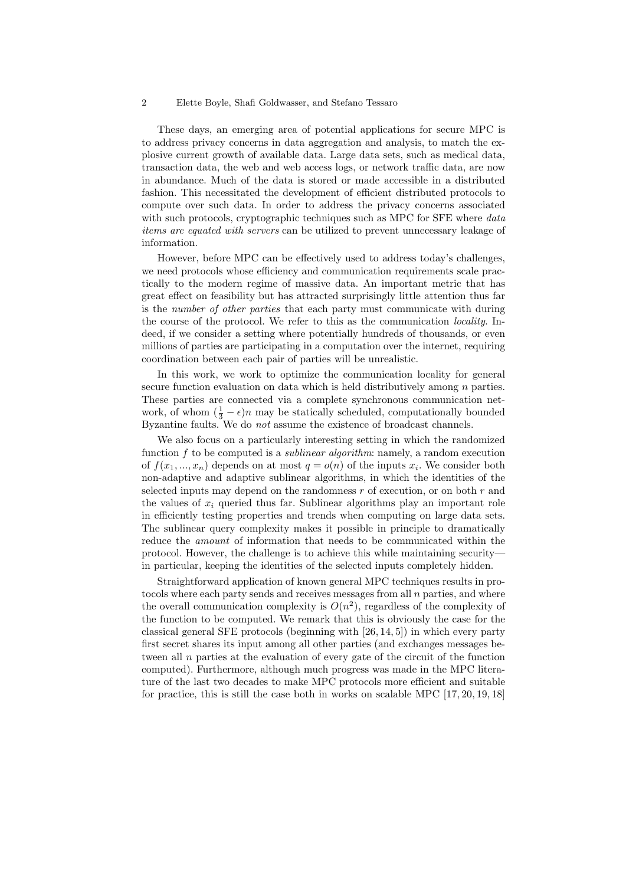These days, an emerging area of potential applications for secure MPC is to address privacy concerns in data aggregation and analysis, to match the explosive current growth of available data. Large data sets, such as medical data, transaction data, the web and web access logs, or network traffic data, are now in abundance. Much of the data is stored or made accessible in a distributed fashion. This necessitated the development of efficient distributed protocols to compute over such data. In order to address the privacy concerns associated with such protocols, cryptographic techniques such as MPC for SFE where *data items are equated with servers* can be utilized to prevent unnecessary leakage of information.

However, before MPC can be effectively used to address today's challenges, we need protocols whose efficiency and communication requirements scale practically to the modern regime of massive data. An important metric that has great effect on feasibility but has attracted surprisingly little attention thus far is the *number of other parties* that each party must communicate with during the course of the protocol. We refer to this as the communication *locality*. Indeed, if we consider a setting where potentially hundreds of thousands, or even millions of parties are participating in a computation over the internet, requiring coordination between each pair of parties will be unrealistic.

In this work, we work to optimize the communication locality for general secure function evaluation on data which is held distributively among $n$ parties. These parties are connected via a complete synchronous communication network, of whom $(\frac{1}{3} - \epsilon)n$ may be statically scheduled, computationally bounded Byzantine faults. We do *not* assume the existence of broadcast channels.

We also focus on a particularly interesting setting in which the randomized function $f$ to be computed is a *sublinear algorithm*: namely, a random execution of $f(x_1, ..., x_n)$ depends on at most $q = o(n)$ of the inputs $x_i$. We consider both non-adaptive and adaptive sublinear algorithms, in which the identities of the selected inputs may depend on the randomness $r$ of execution, or on both $r$ and the values of $x_i$ queried thus far. Sublinear algorithms play an important role in efficiently testing properties and trends when computing on large data sets. The sublinear query complexity makes it possible in principle to dramatically reduce the *amount* of information that needs to be communicated within the protocol. However, the challenge is to achieve this while maintaining security—in particular, keeping the identities of the selected inputs completely hidden.

Straightforward application of known general MPC techniques results in protocols where each party sends and receives messages from all $n$ parties, and where the overall communication complexity is $O(n^2)$, regardless of the complexity of the function to be computed. We remark that this is obviously the case for the classical general SFE protocols (beginning with [26, 14, 5]) in which every party first secret shares its input among all other parties (and exchanges messages between all $n$ parties at the evaluation of every gate of the circuit of the function computed). Furthermore, although much progress was made in the MPC literature of the last two decades to make MPC protocols more efficient and suitable for practice, this is still the case both in works on scalable MPC [17, 20, 19, 18]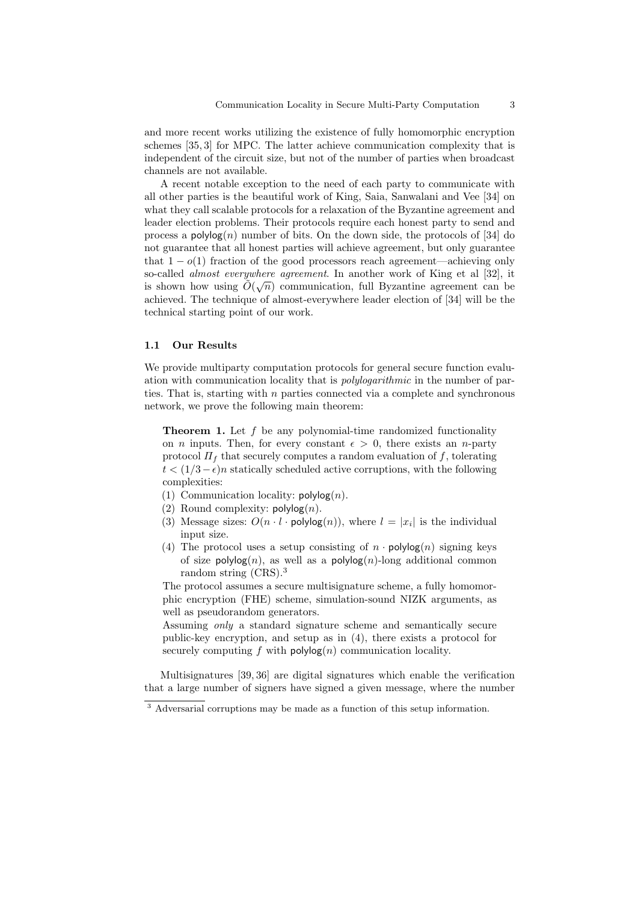and more recent works utilizing the existence of fully homomorphic encryption schemes [35, 3] for MPC. The latter achieve communication complexity that is independent of the circuit size, but not of the number of parties when broadcast channels are not available.

A recent notable exception to the need of each party to communicate with all other parties is the beautiful work of King, Saia, Sanwalani and Vee [34] on what they call scalable protocols for a relaxation of the Byzantine agreement and leader election problems. Their protocols require each honest party to send and process a $\mathsf{polylog}(n)$ number of bits. On the down side, the protocols of [34] do not guarantee that all honest parties will achieve agreement, but only guarantee that $1 - o(1)$ fraction of the good processors reach agreement—achieving only so-called *almost everywhere agreement*. In another work of King et al [32], it is shown how using $\tilde{O}(\sqrt{n})$ communication, full Byzantine agreement can be achieved. The technique of almost-everywhere leader election of [34] will be the technical starting point of our work.

### 1.1 Our Results

We provide multiparty computation protocols for general secure function evaluation with communication locality that is *polylogarithmic* in the number of parties. That is, starting with $n$ parties connected via a complete and synchronous network, we prove the following main theorem:

**Theorem 1.** Let $f$ be any polynomial-time randomized functionality on $n$ inputs. Then, for every constant $\epsilon > 0$, there exists an $n$-party protocol $\Pi_f$ that securely computes a random evaluation of $f$, tolerating $t < (1/3 - \epsilon)n$ statically scheduled active corruptions, with the following complexities:

(1) Communication locality: $\mathsf{polylog}(n)$.
(2) Round complexity: $\mathsf{polylog}(n)$.
(3) Message sizes: $O(n \cdot l \cdot \mathsf{polylog}(n))$, where $l = |x_i|$ is the individual input size.
(4) The protocol uses a setup consisting of $n \cdot \mathsf{polylog}(n)$ signing keys of size $\mathsf{polylog}(n)$, as well as a $\mathsf{polylog}(n)$-long additional common random string (CRS).[3]

The protocol assumes a secure multisignature scheme, a fully homomorphic encryption (FHE) scheme, simulation-sound NIZK arguments, as well as pseudorandom generators.

Assuming *only* a standard signature scheme and semantically secure public-key encryption, and setup as in (4), there exists a protocol for securely computing $f$ with $\mathsf{polylog}(n)$ communication locality.

Multisignatures [39, 36] are digital signatures which enable the verification that a large number of signers have signed a given message, where the number

[3] Adversarial corruptions may be made as a function of this setup information.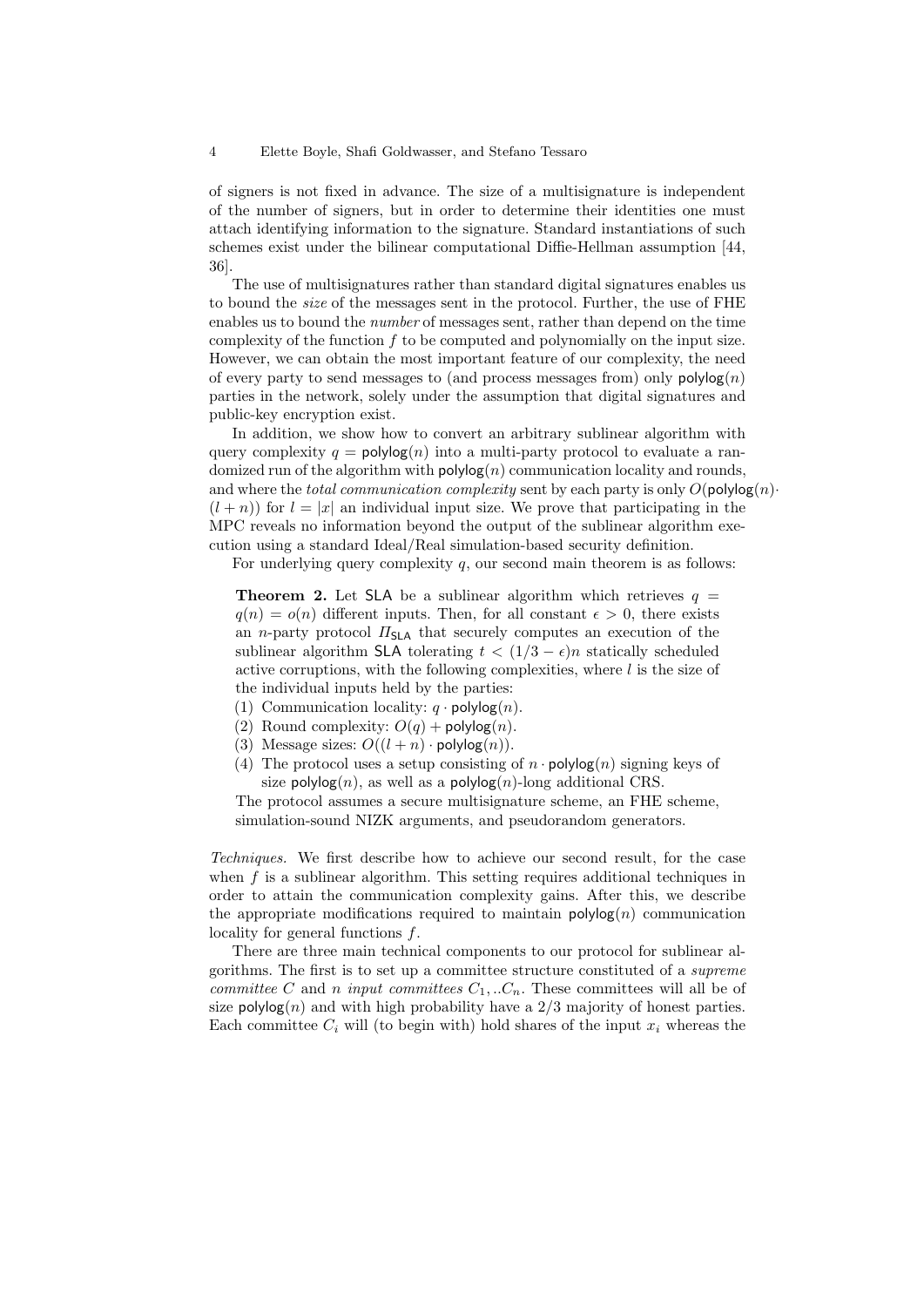of signers is not fixed in advance. The size of a multisignature is independent of the number of signers, but in order to determine their identities one must attach identifying information to the signature. Standard instantiations of such schemes exist under the bilinear computational Diffie-Hellman assumption [44, 36].

The use of multisignatures rather than standard digital signatures enables us to bound the *size* of the messages sent in the protocol. Further, the use of FHE enables us to bound the *number* of messages sent, rather than depend on the time complexity of the function $f$ to be computed and polynomially on the input size. However, we can obtain the most important feature of our complexity, the need of every party to send messages to (and process messages from) only $\mathsf{polylog}(n)$ parties in the network, solely under the assumption that digital signatures and public-key encryption exist.

In addition, we show how to convert an arbitrary sublinear algorithm with query complexity $q = \mathsf{polylog}(n)$ into a multi-party protocol to evaluate a randomized run of the algorithm with $\mathsf{polylog}(n)$ communication locality and rounds, and where the *total communication complexity* sent by each party is only $O(\mathsf{polylog}(n) \cdot (l+n))$ for $l = |x|$ an individual input size. We prove that participating in the MPC reveals no information beyond the output of the sublinear algorithm execution using a standard Ideal/Real simulation-based security definition.

For underlying query complexity $q$, our second main theorem is as follows:

**Theorem 2.** Let $\mathsf{SLA}$ be a sublinear algorithm which retrieves $q = q(n) = o(n)$ different inputs. Then, for all constant $\epsilon > 0$, there exists an $n$-party protocol $\Pi_{\mathsf{SLA}}$ that securely computes an execution of the sublinear algorithm $\mathsf{SLA}$ tolerating $t < (1/3 - \epsilon)n$ statically scheduled active corruptions, with the following complexities, where $l$ is the size of the individual inputs held by the parties:
(1) Communication locality: $q \cdot \mathsf{polylog}(n)$.
(2) Round complexity: $O(q) + \mathsf{polylog}(n)$.
(3) Message sizes: $O((l+n) \cdot \mathsf{polylog}(n))$.
(4) The protocol uses a setup consisting of $n \cdot \mathsf{polylog}(n)$ signing keys of size $\mathsf{polylog}(n)$, as well as a $\mathsf{polylog}(n)$-long additional CRS.

The protocol assumes a secure multisignature scheme, an FHE scheme, simulation-sound NIZK arguments, and pseudorandom generators.

*Techniques.* We first describe how to achieve our second result, for the case when $f$ is a sublinear algorithm. This setting requires additional techniques in order to attain the communication complexity gains. After this, we describe the appropriate modifications required to maintain $\mathsf{polylog}(n)$ communication locality for general functions $f$.

There are three main technical components to our protocol for sublinear algorithms. The first is to set up a committee structure constituted of a *supreme committee* $C$ and $n$ *input committees* $C_1, ..C_n$. These committees will all be of size $\mathsf{polylog}(n)$ and with high probability have a $2/3$ majority of honest parties. Each committee $C_i$ will (to begin with) hold shares of the input $x_i$ whereas the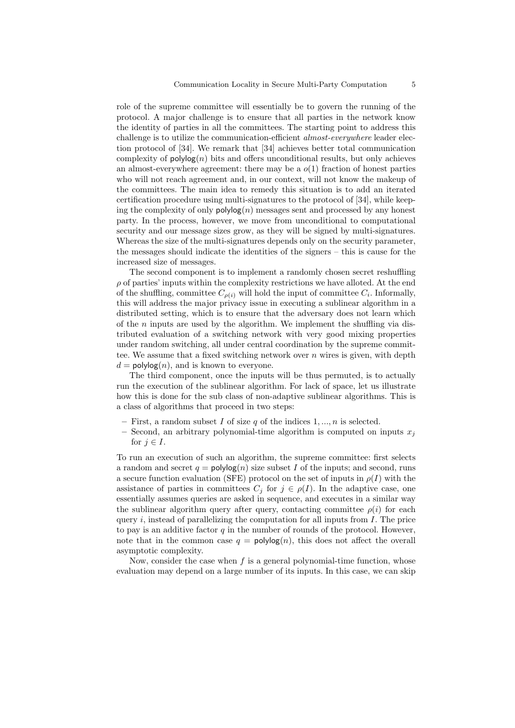role of the supreme committee will essentially be to govern the running of the protocol. A major challenge is to ensure that all parties in the network know the identity of parties in all the committees. The starting point to address this challenge is to utilize the communication-efficient *almost-everywhere* leader election protocol of [34]. We remark that [34] achieves better total communication complexity of $\mathsf{polylog}(n)$ bits and offers unconditional results, but only achieves an almost-everywhere agreement: there may be a $o(1)$ fraction of honest parties who will not reach agreement and, in our context, will not know the makeup of the committees. The main idea to remedy this situation is to add an iterated certification procedure using multi-signatures to the protocol of [34], while keeping the complexity of only $\mathsf{polylog}(n)$ messages sent and processed by any honest party. In the process, however, we move from unconditional to computational security and our message sizes grow, as they will be signed by multi-signatures. Whereas the size of the multi-signatures depends only on the security parameter, the messages should indicate the identities of the signers – this is cause for the increased size of messages.

The second component is to implement a randomly chosen secret reshuffling $\rho$ of parties' inputs within the complexity restrictions we have alloted. At the end of the shuffling, committee $C_{\rho(i)}$ will hold the input of committee $C_i$. Informally, this will address the major privacy issue in executing a sublinear algorithm in a distributed setting, which is to ensure that the adversary does not learn which of the $n$ inputs are used by the algorithm. We implement the shuffling via distributed evaluation of a switching network with very good mixing properties under random switching, all under central coordination by the supreme committee. We assume that a fixed switching network over $n$ wires is given, with depth $d = \mathsf{polylog}(n)$, and is known to everyone.

The third component, once the inputs will be thus permuted, is to actually run the execution of the sublinear algorithm. For lack of space, let us illustrate how this is done for the sub class of non-adaptive sublinear algorithms. This is a class of algorithms that proceed in two steps:

- First, a random subset $I$ of size $q$ of the indices $1, ..., n$ is selected.
- Second, an arbitrary polynomial-time algorithm is computed on inputs $x_j$ for $j \in I$.

To run an execution of such an algorithm, the supreme committee: first selects a random and secret $q = \mathsf{polylog}(n)$ size subset $I$ of the inputs; and second, runs a secure function evaluation (SFE) protocol on the set of inputs in $\rho(I)$ with the assistance of parties in committees $C_j$ for $j \in \rho(I)$. In the adaptive case, one essentially assumes queries are asked in sequence, and executes in a similar way the sublinear algorithm query after query, contacting committee $\rho(i)$ for each query $i$, instead of parallelizing the computation for all inputs from $I$. The price to pay is an additive factor $q$ in the number of rounds of the protocol. However, note that in the common case $q = \mathsf{polylog}(n)$, this does not affect the overall asymptotic complexity.

Now, consider the case when $f$ is a general polynomial-time function, whose evaluation may depend on a large number of its inputs. In this case, we can skip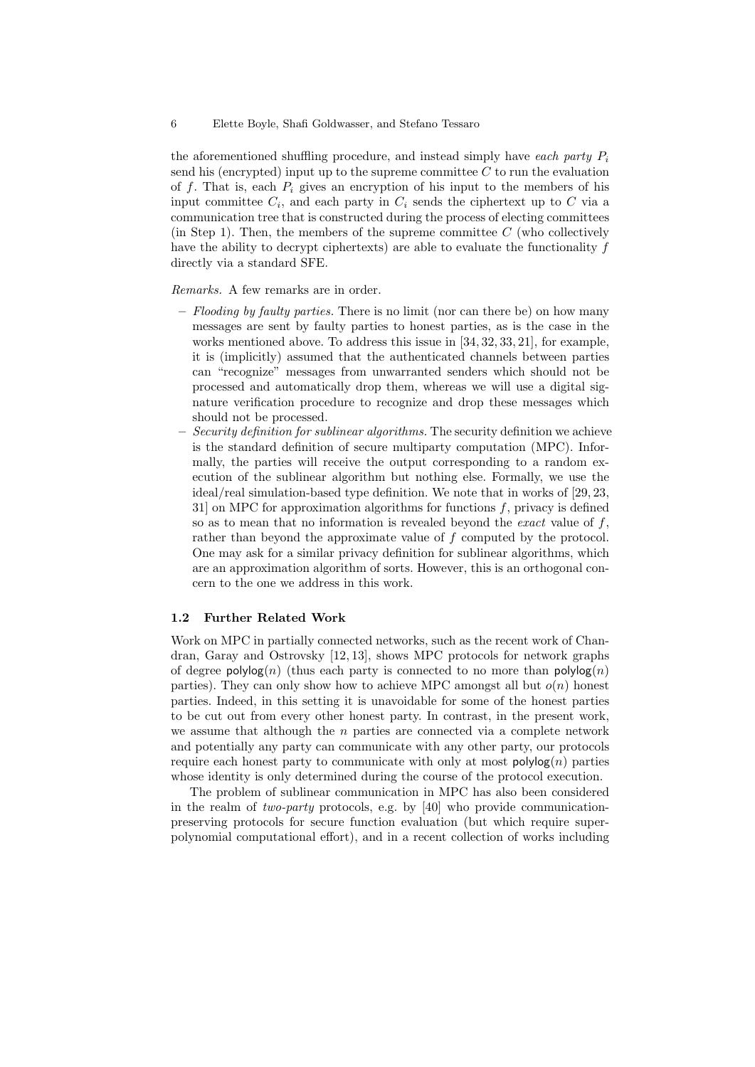the aforementioned shuffling procedure, and instead simply have *each party* $P_i$ send his (encrypted) input up to the supreme committee $C$ to run the evaluation of $f$. That is, each $P_i$ gives an encryption of his input to the members of his input committee $C_i$, and each party in $C_i$ sends the ciphertext up to $C$ via a communication tree that is constructed during the process of electing committees (in Step 1). Then, the members of the supreme committee $C$ (who collectively have the ability to decrypt ciphertexts) are able to evaluate the functionality $f$ directly via a standard SFE.

*Remarks.* A few remarks are in order.

- *Flooding by faulty parties.* There is no limit (nor can there be) on how many messages are sent by faulty parties to honest parties, as is the case in the works mentioned above. To address this issue in [34, 32, 33, 21], for example, it is (implicitly) assumed that the authenticated channels between parties can "recognize" messages from unwarranted senders which should not be processed and automatically drop them, whereas we will use a digital signature verification procedure to recognize and drop these messages which should not be processed.
- *Security definition for sublinear algorithms.* The security definition we achieve is the standard definition of secure multiparty computation (MPC). Informally, the parties will receive the output corresponding to a random execution of the sublinear algorithm but nothing else. Formally, we use the ideal/real simulation-based type definition. We note that in works of [29, 23, 31] on MPC for approximation algorithms for functions $f$, privacy is defined so as to mean that no information is revealed beyond the *exact* value of $f$, rather than beyond the approximate value of $f$ computed by the protocol. One may ask for a similar privacy definition for sublinear algorithms, which are an approximation algorithm of sorts. However, this is an orthogonal concern to the one we address in this work.

### 1.2 Further Related Work

Work on MPC in partially connected networks, such as the recent work of Chandran, Garay and Ostrovsky [12, 13], shows MPC protocols for network graphs of degree $\mathsf{polylog}(n)$ (thus each party is connected to no more than $\mathsf{polylog}(n)$ parties). They can only show how to achieve MPC amongst all but $o(n)$ honest parties. Indeed, in this setting it is unavoidable for some of the honest parties to be cut out from every other honest party. In contrast, in the present work, we assume that although the $n$ parties are connected via a complete network and potentially any party can communicate with any other party, our protocols require each honest party to communicate with only at most $\mathsf{polylog}(n)$ parties whose identity is only determined during the course of the protocol execution.

The problem of sublinear communication in MPC has also been considered in the realm of *two-party* protocols, e.g. by [40] who provide communication-preserving protocols for secure function evaluation (but which require super-polynomial computational effort), and in a recent collection of works including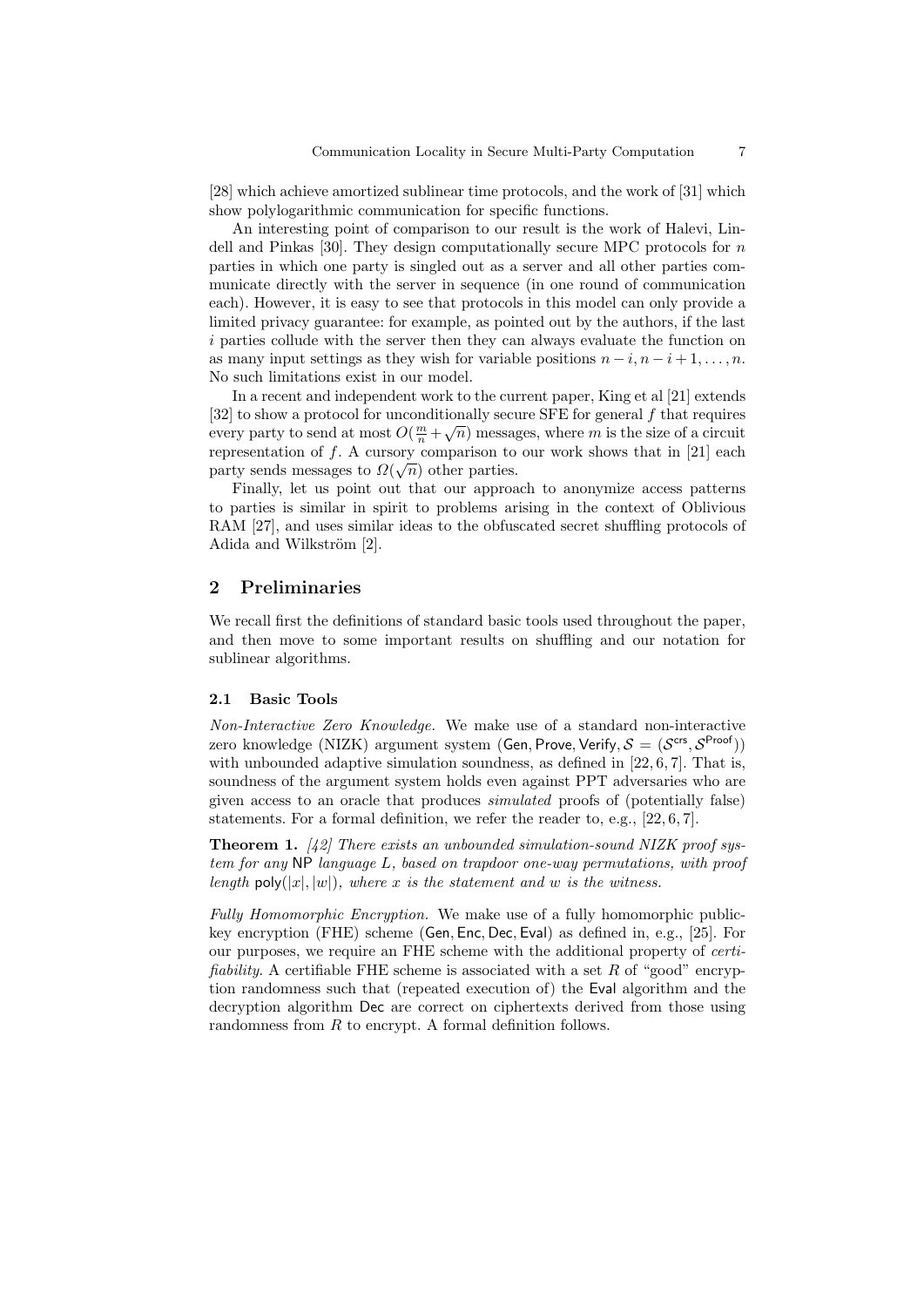[28] which achieve amortized sublinear time protocols, and the work of [31] which show polylogarithmic communication for specific functions.

An interesting point of comparison to our result is the work of Halevi, Lindell and Pinkas [30]. They design computationally secure MPC protocols for $n$ parties in which one party is singled out as a server and all other parties communicate directly with the server in sequence (in one round of communication each). However, it is easy to see that protocols in this model can only provide a limited privacy guarantee: for example, as pointed out by the authors, if the last $i$ parties collude with the server then they can always evaluate the function on as many input settings as they wish for variable positions $n-i, n-i+1, \ldots, n$. No such limitations exist in our model.

In a recent and independent work to the current paper, King et al [21] extends [32] to show a protocol for unconditionally secure SFE for general $f$ that requires every party to send at most $O(\frac{m}{n}+\sqrt{n})$ messages, where $m$ is the size of a circuit representation of $f$. A cursory comparison to our work shows that in [21] each party sends messages to $\Omega(\sqrt{n})$ other parties.

Finally, let us point out that our approach to anonymize access patterns to parties is similar in spirit to problems arising in the context of Oblivious RAM [27], and uses similar ideas to the obfuscated secret shuffling protocols of Adida and Wilkström [2].

## 2 Preliminaries

We recall first the definitions of standard basic tools used throughout the paper, and then move to some important results on shuffling and our notation for sublinear algorithms.

### 2.1 Basic Tools

*Non-Interactive Zero Knowledge.* We make use of a standard non-interactive zero knowledge (NIZK) argument system $(\mathsf{Gen}, \mathsf{Prove}, \mathsf{Verify}, \mathcal{S} = (\mathcal{S}^{\mathsf{crs}}, \mathcal{S}^{\mathsf{Proof}}))$ with unbounded adaptive simulation soundness, as defined in [22, 6, 7]. That is, soundness of the argument system holds even against PPT adversaries who are given access to an oracle that produces *simulated* proofs of (potentially false) statements. For a formal definition, we refer the reader to, e.g., [22, 6, 7].

**Theorem 1.** *[42] There exists an unbounded simulation-sound NIZK proof system for any* NP *language $L$, based on trapdoor one-way permutations, with proof length $\mathsf{poly}(|x|, |w|)$, where $x$ is the statement and $w$ is the witness.*

*Fully Homomorphic Encryption.* We make use of a fully homomorphic public-key encryption (FHE) scheme $(\mathsf{Gen}, \mathsf{Enc}, \mathsf{Dec}, \mathsf{Eval})$ as defined in, e.g., [25]. For our purposes, we require an FHE scheme with the additional property of *certifiability*. A certifiable FHE scheme is associated with a set $R$ of "good" encryption randomness such that (repeated execution of) the $\mathsf{Eval}$ algorithm and the decryption algorithm $\mathsf{Dec}$ are correct on ciphertexts derived from those using randomness from $R$ to encrypt. A formal definition follows.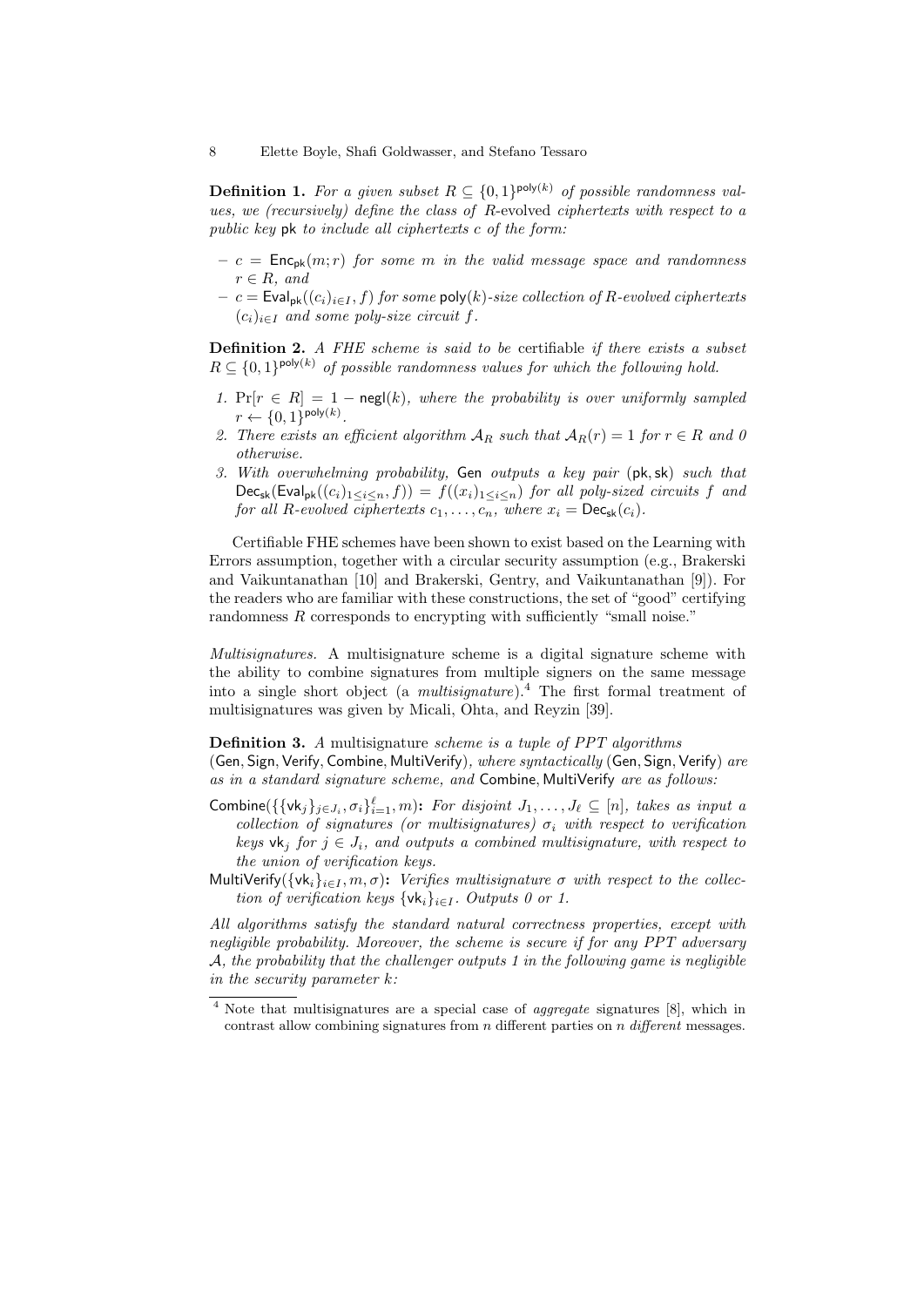**Definition 1.** *For a given subset $R \subseteq \{0,1\}^{\mathsf{poly}(k)}$ of possible randomness values, we (recursively) define the class of $R$-*evolved *ciphertexts with respect to a public key* $\mathsf{pk}$ *to include all ciphertexts $c$ of the form:*

- *$c = \mathsf{Enc}_{\mathsf{pk}}(m; r)$ for some $m$ in the valid message space and randomness $r \in R$, and*
- *$c = \mathsf{Eval}_{\mathsf{pk}}((c_i)_{i \in I}, f)$ for some $\mathsf{poly}(k)$-size collection of $R$-evolved ciphertexts $(c_i)_{i \in I}$ and some poly-size circuit $f$.*

**Definition 2.** *A FHE scheme is said to be* certifiable *if there exists a subset $R \subseteq \{0,1\}^{\mathsf{poly}(k)}$ of possible randomness values for which the following hold.*

1. *$\Pr[r \in R] = 1 - \mathsf{negl}(k)$, where the probability is over uniformly sampled $r \leftarrow \{0,1\}^{\mathsf{poly}(k)}$.*
2. *There exists an efficient algorithm $\mathcal{A}_R$ such that $\mathcal{A}_R(r) = 1$ for $r \in R$ and 0 otherwise.*
3. *With overwhelming probability,* $\mathsf{Gen}$ *outputs a key pair $(\mathsf{pk}, \mathsf{sk})$ such that $\mathsf{Dec}_{\mathsf{sk}}(\mathsf{Eval}_{\mathsf{pk}}((c_i)_{1 \leq i \leq n}, f)) = f((x_i)_{1 \leq i \leq n})$ for all poly-sized circuits $f$ and for all $R$-evolved ciphertexts $c_1, \ldots, c_n$, where $x_i = \mathsf{Dec}_{\mathsf{sk}}(c_i)$.*

Certifiable FHE schemes have been shown to exist based on the Learning with Errors assumption, together with a circular security assumption (e.g., Brakerski and Vaikuntanathan [10] and Brakerski, Gentry, and Vaikuntanathan [9]). For the readers who are familiar with these constructions, the set of "good" certifying randomness $R$ corresponds to encrypting with sufficiently "small noise."

*Multisignatures.* A multisignature scheme is a digital signature scheme with the ability to combine signatures from multiple signers on the same message into a single short object (a *multisignature*).[4] The first formal treatment of multisignatures was given by Micali, Ohta, and Reyzin [39].

**Definition 3.** *A* multisignature *scheme is a tuple of PPT algorithms* $(\mathsf{Gen}, \mathsf{Sign}, \mathsf{Verify}, \mathsf{Combine}, \mathsf{MultiVerify})$*, where syntactically* $(\mathsf{Gen}, \mathsf{Sign}, \mathsf{Verify})$ *are as in a standard signature scheme, and* $\mathsf{Combine}, \mathsf{MultiVerify}$ *are as follows:*

$\mathsf{Combine}(\{\{\mathsf{vk}_j\}_{j \in J_i}, \sigma_i\}_{i=1}^{\ell}, m)$**:** *For disjoint $J_1, \ldots, J_\ell \subseteq [n]$, takes as input a collection of signatures (or multisignatures) $\sigma_i$ with respect to verification keys $\mathsf{vk}_j$ for $j \in J_i$, and outputs a combined multisignature, with respect to the union of verification keys.*

$\mathsf{MultiVerify}(\{\mathsf{vk}_i\}_{i \in I}, m, \sigma)$**:** *Verifies multisignature $\sigma$ with respect to the collection of verification keys $\{\mathsf{vk}_i\}_{i \in I}$. Outputs 0 or 1.*

*All algorithms satisfy the standard natural correctness properties, except with negligible probability. Moreover, the scheme is secure if for any PPT adversary $\mathcal{A}$, the probability that the challenger outputs 1 in the following game is negligible in the security parameter $k$:*

[4] Note that multisignatures are a special case of *aggregate* signatures [8], which in contrast allow combining signatures from $n$ different parties on $n$ *different* messages.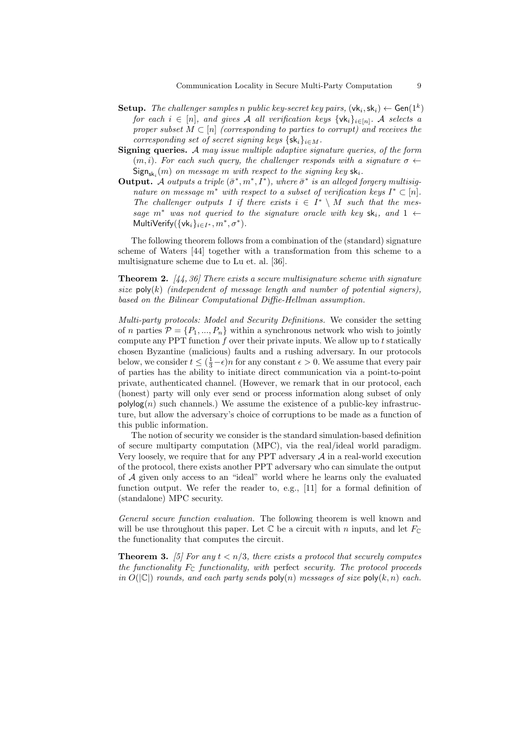**Setup.** *The challenger samples $n$ public key-secret key pairs, $(\mathsf{vk}_i, \mathsf{sk}_i) \leftarrow \mathsf{Gen}(1^k)$ for each $i \in [n]$, and gives $\mathcal{A}$ all verification keys $\{\mathsf{vk}_i\}_{i\in[n]}$. $\mathcal{A}$ selects a proper subset $M \subset [n]$ (corresponding to parties to corrupt) and receives the corresponding set of secret signing keys $\{\mathsf{sk}_i\}_{i\in M}$.*

**Signing queries.** *$\mathcal{A}$ may issue multiple adaptive signature queries, of the form $(m, i)$. For each such query, the challenger responds with a signature $\sigma \leftarrow \mathsf{Sign}_{\mathsf{sk}_i}(m)$ on message $m$ with respect to the signing key $\mathsf{sk}_i$.*

**Output.** *$\mathcal{A}$ outputs a triple $(\bar{\sigma}^*, m^*, I^*)$, where $\bar{\sigma}^*$ is an alleged forgery multisignature on message $m^*$ with respect to a subset of verification keys $I^* \subset [n]$. The challenger outputs 1 if there exists $i \in I^* \setminus M$ such that the message $m^*$ was not queried to the signature oracle with key $\mathsf{sk}_i$, and $1 \leftarrow \mathsf{MultiVerify}(\{\mathsf{vk}_i\}_{i\in I^*}, m^*, \sigma^*)$.*

The following theorem follows from a combination of the (standard) signature scheme of Waters [44] together with a transformation from this scheme to a multisignature scheme due to Lu et. al. [36].

**Theorem 2.** *[44, 36] There exists a secure multisignature scheme with signature size $\mathsf{poly}(k)$ (independent of message length and number of potential signers), based on the Bilinear Computational Diffie-Hellman assumption.*

*Multi-party protocols: Model and Security Definitions.* We consider the setting of $n$ parties $\mathcal{P} = \{P_1, ..., P_n\}$ within a synchronous network who wish to jointly compute any PPT function $f$ over their private inputs. We allow up to $t$ statically chosen Byzantine (malicious) faults and a rushing adversary. In our protocols below, we consider $t \leq (\frac{1}{3} - \epsilon)n$ for any constant $\epsilon > 0$. We assume that every pair of parties has the ability to initiate direct communication via a point-to-point private, authenticated channel. (However, we remark that in our protocol, each (honest) party will only ever send or process information along subset of only $\mathsf{polylog}(n)$ such channels.) We assume the existence of a public-key infrastructure, but allow the adversary's choice of corruptions to be made as a function of this public information.

The notion of security we consider is the standard simulation-based definition of secure multiparty computation (MPC), via the real/ideal world paradigm. Very loosely, we require that for any PPT adversary $\mathcal{A}$ in a real-world execution of the protocol, there exists another PPT adversary who can simulate the output of $\mathcal{A}$ given only access to an "ideal" world where he learns only the evaluated function output. We refer the reader to, e.g., [11] for a formal definition of (standalone) MPC security.

*General secure function evaluation.* The following theorem is well known and will be use throughout this paper. Let $\mathbb{C}$ be a circuit with $n$ inputs, and let $F_{\mathbb{C}}$ the functionality that computes the circuit.

**Theorem 3.** *[5] For any $t < n/3$, there exists a protocol that securely computes the functionality $F_{\mathbb{C}}$ functionality, with* perfect *security. The protocol proceeds in $O(|\mathbb{C}|)$ rounds, and each party sends $\mathsf{poly}(n)$ messages of size $\mathsf{poly}(k, n)$ each.*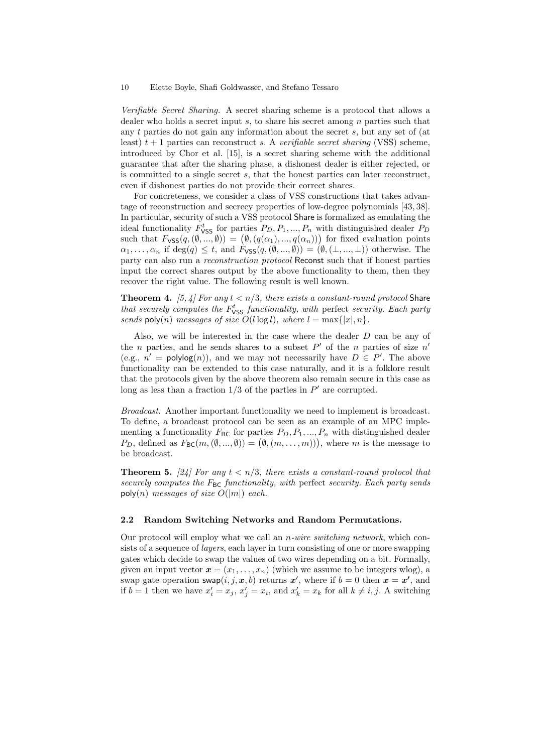*Verifiable Secret Sharing.* A secret sharing scheme is a protocol that allows a dealer who holds a secret input $s$, to share his secret among $n$ parties such that any $t$ parties do not gain any information about the secret $s$, but any set of (at least) $t+1$ parties can reconstruct $s$. A *verifiable secret sharing* (VSS) scheme, introduced by Chor et al. [15], is a secret sharing scheme with the additional guarantee that after the sharing phase, a dishonest dealer is either rejected, or is committed to a single secret $s$, that the honest parties can later reconstruct, even if dishonest parties do not provide their correct shares.

For concreteness, we consider a class of VSS constructions that takes advantage of reconstruction and secrecy properties of low-degree polynomials [43, 38]. In particular, security of such a VSS protocol $\mathsf{Share}$ is formalized as emulating the ideal functionality $F^t_{\mathsf{VSS}}$ for parties $P_D, P_1, ..., P_n$ with distinguished dealer $P_D$ such that $F_{\mathsf{VSS}}(q, (\emptyset, ..., \emptyset)) = \big(\emptyset, (q(\alpha_1), ..., q(\alpha_n))\big)$ for fixed evaluation points $\alpha_1, \ldots, \alpha_n$ if $\deg(q) \leq t$, and $F_{\mathsf{VSS}}(q, (\emptyset, ..., \emptyset)) = (\emptyset, (\bot, ..., \bot))$ otherwise. The party can also run a *reconstruction protocol* $\mathsf{Reconst}$ such that if honest parties input the correct shares output by the above functionality to them, then they recover the right value. The following result is well known.

**Theorem 4.** *[5, 4] For any $t < n/3$, there exists a constant-round protocol $\mathsf{Share}$ that securely computes the $F^t_{\mathsf{VSS}}$ functionality, with* perfect *security. Each party sends $\mathsf{poly}(n)$ messages of size $O(l \log l)$, where $l = \max\{|x|, n\}$.*

Also, we will be interested in the case where the dealer $D$ can be any of the $n$ parties, and he sends shares to a subset $P'$ of the $n$ parties of size $n'$ (e.g., $n' = \mathsf{polylog}(n)$), and we may not necessarily have $D \in P'$. The above functionality can be extended to this case naturally, and it is a folklore result that the protocols given by the above theorem also remain secure in this case as long as less than a fraction $1/3$ of the parties in $P'$ are corrupted.

*Broadcast.* Another important functionality we need to implement is broadcast. To define, a broadcast protocol can be seen as an example of an MPC implementing a functionality $F_{\mathsf{BC}}$ for parties $P_D, P_1, ..., P_n$ with distinguished dealer $P_D$, defined as $F_{\mathsf{BC}}(m, (\emptyset, ..., \emptyset)) = \big(\emptyset, (m, \ldots, m)\big)$, where $m$ is the message to be broadcast.

**Theorem 5.** *[24] For any $t < n/3$, there exists a constant-round protocol that securely computes the $F_{\mathsf{BC}}$ functionality, with* perfect *security. Each party sends $\mathsf{poly}(n)$ messages of size $O(|m|)$ each.*

### 2.2 Random Switching Networks and Random Permutations.

Our protocol will employ what we call an *$n$-wire switching network*, which consists of a sequence of *layers*, each layer in turn consisting of one or more swapping gates which decide to swap the values of two wires depending on a bit. Formally, given an input vector $\boldsymbol{x} = (x_1, \ldots, x_n)$ (which we assume to be integers wlog), a swap gate operation $\mathsf{swap}(i, j, \boldsymbol{x}, b)$ returns $\boldsymbol{x}'$, where if $b = 0$ then $\boldsymbol{x} = \boldsymbol{x}'$, and if $b = 1$ then we have $x'_i = x_j$, $x'_j = x_i$, and $x'_k = x_k$ for all $k \neq i, j$. A switching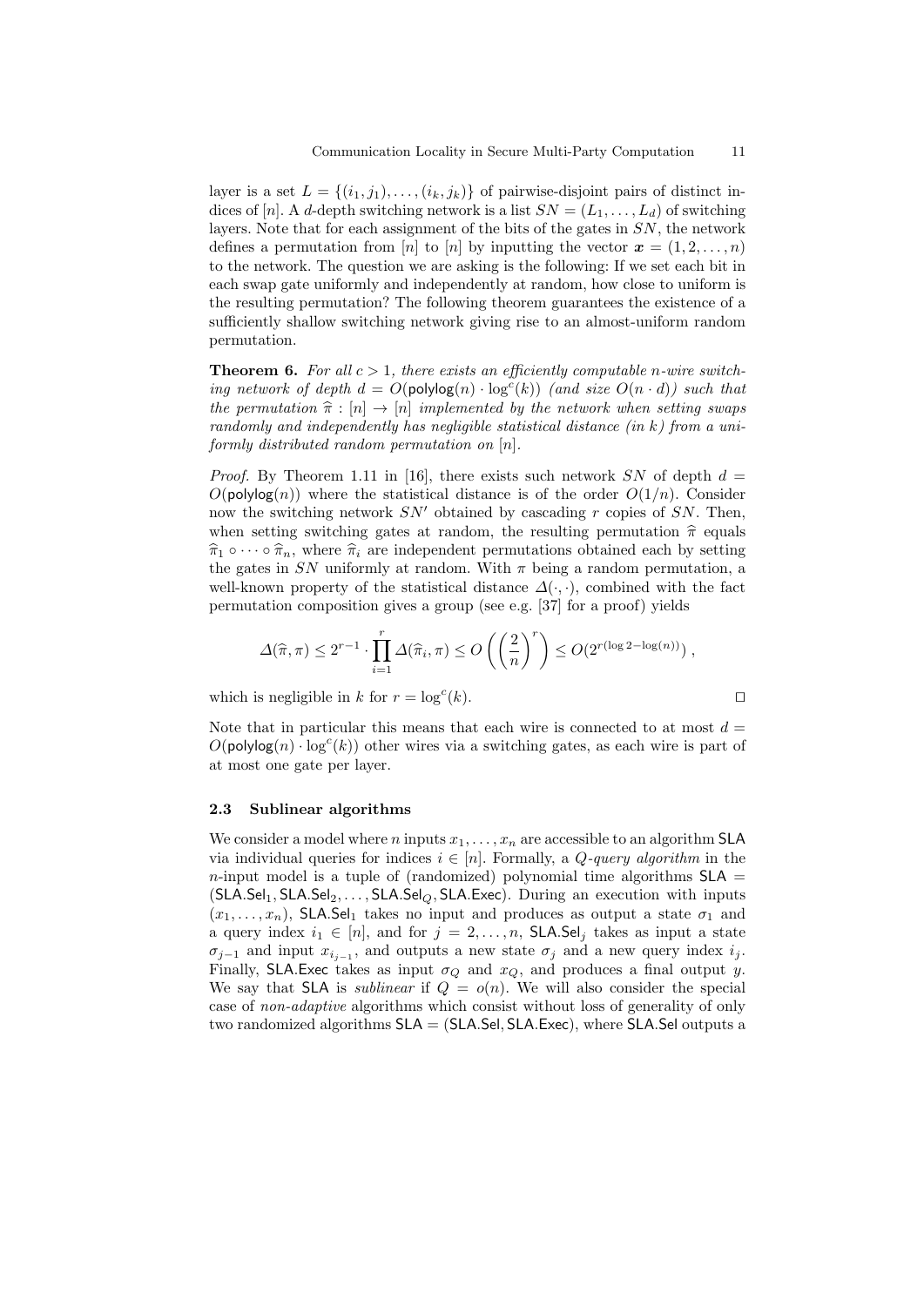layer is a set $L = \{(i_1, j_1), \ldots, (i_k, j_k)\}$ of pairwise-disjoint pairs of distinct indices of $[n]$. A $d$-depth switching network is a list $SN = (L_1, \ldots, L_d)$ of switching layers. Note that for each assignment of the bits of the gates in $SN$, the network defines a permutation from $[n]$ to $[n]$ by inputting the vector $\boldsymbol{x} = (1, 2, \ldots, n)$ to the network. The question we are asking is the following: If we set each bit in each swap gate uniformly and independently at random, how close to uniform is the resulting permutation? The following theorem guarantees the existence of a sufficiently shallow switching network giving rise to an almost-uniform random permutation.

**Theorem 6.** *For all $c > 1$, there exists an efficiently computable $n$-wire switching network of depth $d = O(\mathsf{polylog}(n) \cdot \log^c(k))$ (and size $O(n \cdot d)$) such that the permutation $\widehat{\pi} : [n] \to [n]$ implemented by the network when setting swaps randomly and independently has negligible statistical distance (in $k$) from a uniformly distributed random permutation on $[n]$.*

*Proof.* By Theorem 1.11 in [16], there exists such network $SN$ of depth $d = O(\mathsf{polylog}(n))$ where the statistical distance is of the order $O(1/n)$. Consider now the switching network $SN'$ obtained by cascading $r$ copies of $SN$. Then, when setting switching gates at random, the resulting permutation $\widehat{\pi}$ equals $\widehat{\pi}_1 \circ \cdots \circ \widehat{\pi}_n$, where $\widehat{\pi}_i$ are independent permutations obtained each by setting the gates in $SN$ uniformly at random. With $\pi$ being a random permutation, a well-known property of the statistical distance $\Delta(\cdot, \cdot)$, combined with the fact permutation composition gives a group (see e.g. [37] for a proof) yields

$$\Delta(\widehat{\pi}, \pi) \leq 2^{r-1} \cdot \prod_{i=1}^{r} \Delta(\widehat{\pi}_i, \pi) \leq O\left(\left(\frac{2}{n}\right)^r\right) \leq O(2^{r(\log 2 - \log(n))}) ,$$

which is negligible in $k$ for $r = \log^c(k)$. ◻

Note that in particular this means that each wire is connected to at most $d = O(\mathsf{polylog}(n) \cdot \log^c(k))$ other wires via a switching gates, as each wire is part of at most one gate per layer.

### 2.3 Sublinear algorithms

We consider a model where $n$ inputs $x_1, \ldots, x_n$ are accessible to an algorithm $\mathsf{SLA}$ via individual queries for indices $i \in [n]$. Formally, a *$Q$-query algorithm* in the $n$-input model is a tuple of (randomized) polynomial time algorithms $\mathsf{SLA} = (\mathsf{SLA.Sel}_1, \mathsf{SLA.Sel}_2, \ldots, \mathsf{SLA.Sel}_Q, \mathsf{SLA.Exec})$. During an execution with inputs $(x_1, \ldots, x_n)$, $\mathsf{SLA.Sel}_1$ takes no input and produces as output a state $\sigma_1$ and a query index $i_1 \in [n]$, and for $j = 2, \ldots, n$, $\mathsf{SLA.Sel}_j$ takes as input a state $\sigma_{j-1}$ and input $x_{i_{j-1}}$, and outputs a new state $\sigma_j$ and a new query index $i_j$. Finally, $\mathsf{SLA.Exec}$ takes as input $\sigma_Q$ and $x_Q$, and produces a final output $y$. We say that $\mathsf{SLA}$ is *sublinear* if $Q = o(n)$. We will also consider the special case of *non-adaptive* algorithms which consist without loss of generality of only two randomized algorithms $\mathsf{SLA} = (\mathsf{SLA.Sel}, \mathsf{SLA.Exec})$, where $\mathsf{SLA.Sel}$ outputs a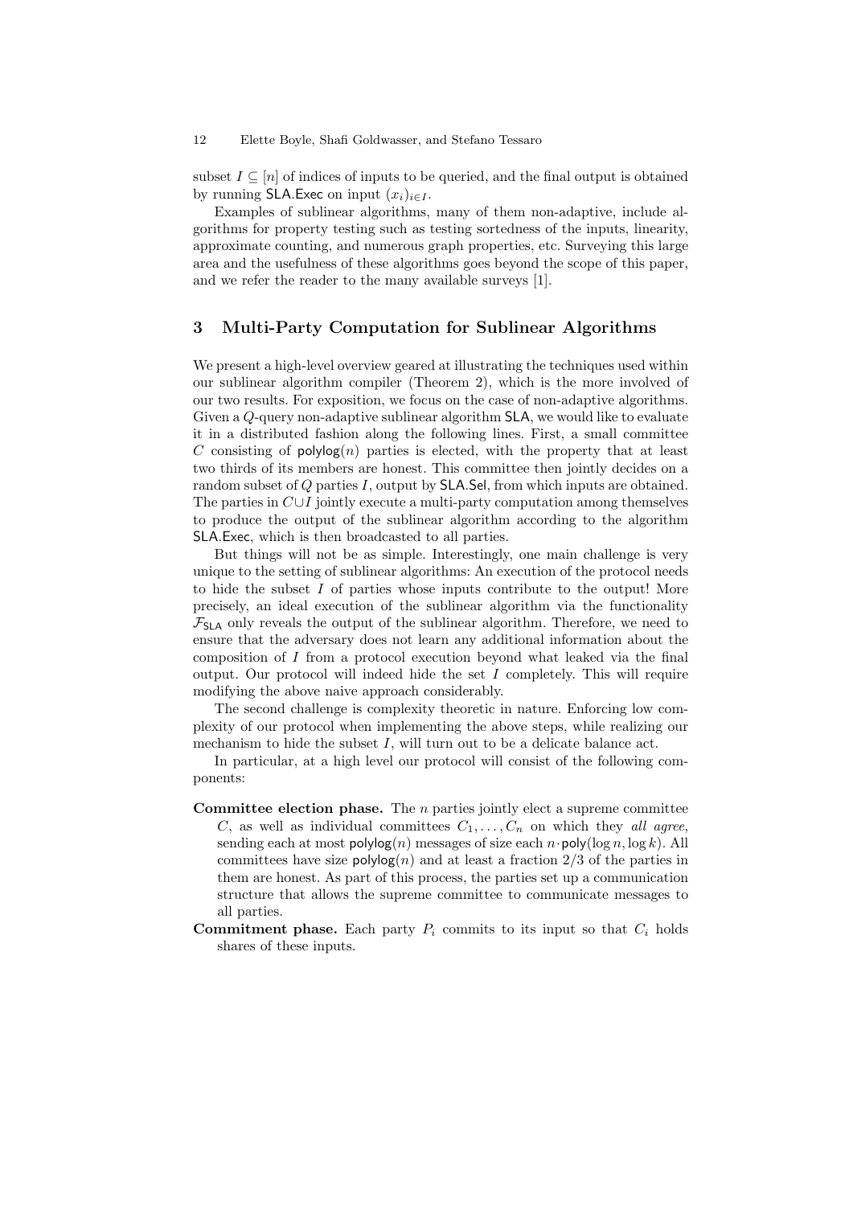subset $I \subseteq [n]$ of indices of inputs to be queried, and the final output is obtained by running $\mathsf{SLA.Exec}$ on input $(x_i)_{i \in I}$.

Examples of sublinear algorithms, many of them non-adaptive, include algorithms for property testing such as testing sortedness of the inputs, linearity, approximate counting, and numerous graph properties, etc. Surveying this large area and the usefulness of these algorithms goes beyond the scope of this paper, and we refer the reader to the many available surveys [1].

## 3 Multi-Party Computation for Sublinear Algorithms

We present a high-level overview geared at illustrating the techniques used within our sublinear algorithm compiler (Theorem 2), which is the more involved of our two results. For exposition, we focus on the case of non-adaptive algorithms. Given a $Q$-query non-adaptive sublinear algorithm $\mathsf{SLA}$, we would like to evaluate it in a distributed fashion along the following lines. First, a small committee $C$ consisting of $\mathsf{polylog}(n)$ parties is elected, with the property that at least two thirds of its members are honest. This committee then jointly decides on a random subset of $Q$ parties $I$, output by $\mathsf{SLA.Sel}$, from which inputs are obtained. The parties in $C \cup I$ jointly execute a multi-party computation among themselves to produce the output of the sublinear algorithm according to the algorithm $\mathsf{SLA.Exec}$, which is then broadcasted to all parties.

But things will not be as simple. Interestingly, one main challenge is very unique to the setting of sublinear algorithms: An execution of the protocol needs to hide the subset $I$ of parties whose inputs contribute to the output! More precisely, an ideal execution of the sublinear algorithm via the functionality $\mathcal{F}_{\mathsf{SLA}}$ only reveals the output of the sublinear algorithm. Therefore, we need to ensure that the adversary does not learn any additional information about the composition of $I$ from a protocol execution beyond what leaked via the final output. Our protocol will indeed hide the set $I$ completely. This will require modifying the above naive approach considerably.

The second challenge is complexity theoretic in nature. Enforcing low complexity of our protocol when implementing the above steps, while realizing our mechanism to hide the subset $I$, will turn out to be a delicate balance act.

In particular, at a high level our protocol will consist of the following components:

**Committee election phase.** The $n$ parties jointly elect a supreme committee $C$, as well as individual committees $C_1, \ldots, C_n$ on which they *all agree*, sending each at most $\mathsf{polylog}(n)$ messages of size each $n \cdot \mathsf{poly}(\log n, \log k)$. All committees have size $\mathsf{polylog}(n)$ and at least a fraction $2/3$ of the parties in them are honest. As part of this process, the parties set up a communication structure that allows the supreme committee to communicate messages to all parties.

**Commitment phase.** Each party $P_i$ commits to its input so that $C_i$ holds shares of these inputs.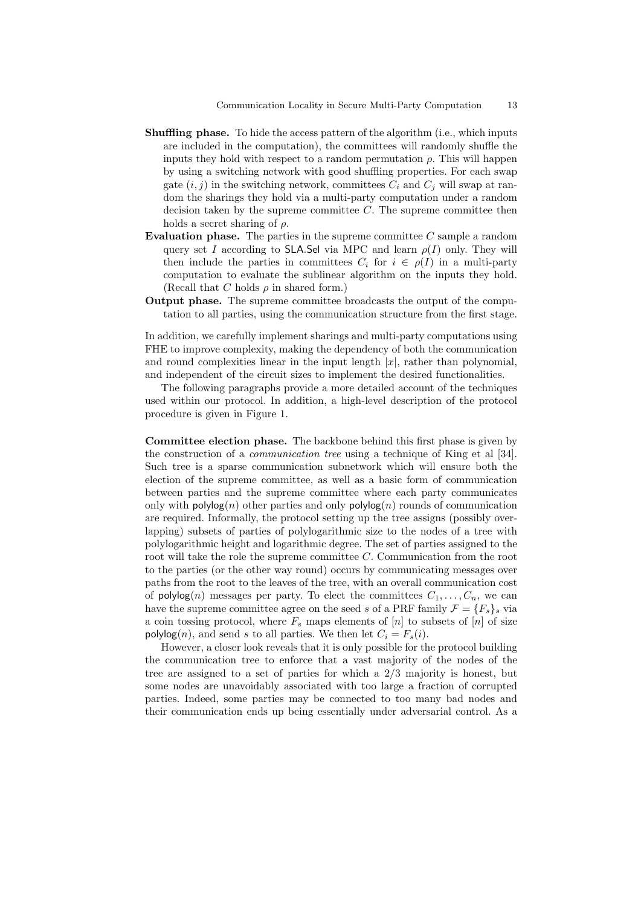**Shuffling phase.** To hide the access pattern of the algorithm (i.e., which inputs are included in the computation), the committees will randomly shuffle the inputs they hold with respect to a random permutation $\rho$. This will happen by using a switching network with good shuffling properties. For each swap gate $(i, j)$ in the switching network, committees $C_i$ and $C_j$ will swap at random the sharings they hold via a multi-party computation under a random decision taken by the supreme committee $C$. The supreme committee then holds a secret sharing of $\rho$.

**Evaluation phase.** The parties in the supreme committee $C$ sample a random query set $I$ according to $\mathsf{SLA.Sel}$ via MPC and learn $\rho(I)$ only. They will then include the parties in committees $C_i$ for $i \in \rho(I)$ in a multi-party computation to evaluate the sublinear algorithm on the inputs they hold. (Recall that $C$ holds $\rho$ in shared form.)

**Output phase.** The supreme committee broadcasts the output of the computation to all parties, using the communication structure from the first stage.

In addition, we carefully implement sharings and multi-party computations using FHE to improve complexity, making the dependency of both the communication and round complexities linear in the input length $|x|$, rather than polynomial, and independent of the circuit sizes to implement the desired functionalities.

The following paragraphs provide a more detailed account of the techniques used within our protocol. In addition, a high-level description of the protocol procedure is given in Figure 1.

**Committee election phase.** The backbone behind this first phase is given by the construction of a *communication tree* using a technique of King et al [34]. Such tree is a sparse communication subnetwork which will ensure both the election of the supreme committee, as well as a basic form of communication between parties and the supreme committee where each party communicates only with $\mathsf{polylog}(n)$ other parties and only $\mathsf{polylog}(n)$ rounds of communication are required. Informally, the protocol setting up the tree assigns (possibly overlapping) subsets of parties of polylogarithmic size to the nodes of a tree with polylogarithmic height and logarithmic degree. The set of parties assigned to the root will take the role the supreme committee $C$. Communication from the root to the parties (or the other way round) occurs by communicating messages over paths from the root to the leaves of the tree, with an overall communication cost of $\mathsf{polylog}(n)$ messages per party. To elect the committees $C_1, \ldots, C_n$, we can have the supreme committee agree on the seed $s$ of a PRF family $\mathcal{F} = \{F_s\}_s$ via a coin tossing protocol, where $F_s$ maps elements of $[n]$ to subsets of $[n]$ of size $\mathsf{polylog}(n)$, and send $s$ to all parties. We then let $C_i = F_s(i)$.

However, a closer look reveals that it is only possible for the protocol building the communication tree to enforce that a vast majority of the nodes of the tree are assigned to a set of parties for which a $2/3$ majority is honest, but some nodes are unavoidably associated with too large a fraction of corrupted parties. Indeed, some parties may be connected to too many bad nodes and their communication ends up being essentially under adversarial control. As a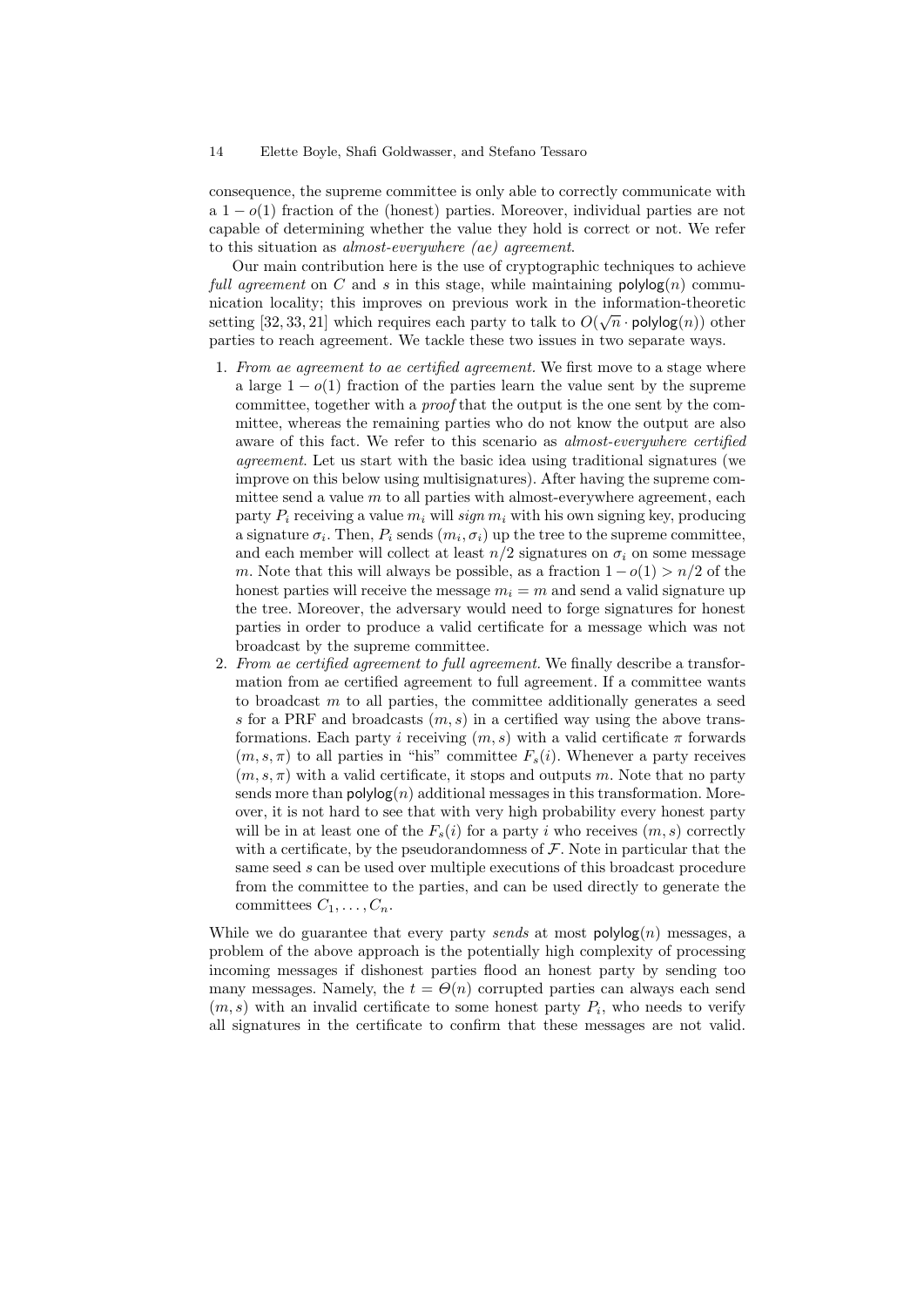consequence, the supreme committee is only able to correctly communicate with a $1 - o(1)$ fraction of the (honest) parties. Moreover, individual parties are not capable of determining whether the value they hold is correct or not. We refer to this situation as *almost-everywhere (ae) agreement*.

Our main contribution here is the use of cryptographic techniques to achieve *full agreement* on $C$ and $s$ in this stage, while maintaining $\mathsf{polylog}(n)$ communication locality; this improves on previous work in the information-theoretic setting [32, 33, 21] which requires each party to talk to $O(\sqrt{n} \cdot \mathsf{polylog}(n))$ other parties to reach agreement. We tackle these two issues in two separate ways.

1. *From ae agreement to ae certified agreement.* We first move to a stage where a large $1 - o(1)$ fraction of the parties learn the value sent by the supreme committee, together with a *proof* that the output is the one sent by the committee, whereas the remaining parties who do not know the output are also aware of this fact. We refer to this scenario as *almost-everywhere certified agreement*. Let us start with the basic idea using traditional signatures (we improve on this below using multisignatures). After having the supreme committee send a value $m$ to all parties with almost-everywhere agreement, each party $P_i$ receiving a value $m_i$ will *sign* $m_i$ with his own signing key, producing a signature $\sigma_i$. Then, $P_i$ sends $(m_i, \sigma_i)$ up the tree to the supreme committee, and each member will collect at least $n/2$ signatures on $\sigma_i$ on some message $m$. Note that this will always be possible, as a fraction $1 - o(1) > n/2$ of the honest parties will receive the message $m_i = m$ and send a valid signature up the tree. Moreover, the adversary would need to forge signatures for honest parties in order to produce a valid certificate for a message which was not broadcast by the supreme committee.
2. *From ae certified agreement to full agreement.* We finally describe a transformation from ae certified agreement to full agreement. If a committee wants to broadcast $m$ to all parties, the committee additionally generates a seed $s$ for a PRF and broadcasts $(m, s)$ in a certified way using the above transformations. Each party $i$ receiving $(m, s)$ with a valid certificate $\pi$ forwards $(m, s, \pi)$ to all parties in "his" committee $F_s(i)$. Whenever a party receives $(m, s, \pi)$ with a valid certificate, it stops and outputs $m$. Note that no party sends more than $\mathsf{polylog}(n)$ additional messages in this transformation. Moreover, it is not hard to see that with very high probability every honest party will be in at least one of the $F_s(i)$ for a party $i$ who receives $(m, s)$ correctly with a certificate, by the pseudorandomness of $\mathcal{F}$. Note in particular that the same seed $s$ can be used over multiple executions of this broadcast procedure from the committee to the parties, and can be used directly to generate the committees $C_1, \ldots, C_n$.

While we do guarantee that every party *sends* at most $\mathsf{polylog}(n)$ messages, a problem of the above approach is the potentially high complexity of processing incoming messages if dishonest parties flood an honest party by sending too many messages. Namely, the $t = \Theta(n)$ corrupted parties can always each send $(m, s)$ with an invalid certificate to some honest party $P_i$, who needs to verify all signatures in the certificate to confirm that these messages are not valid.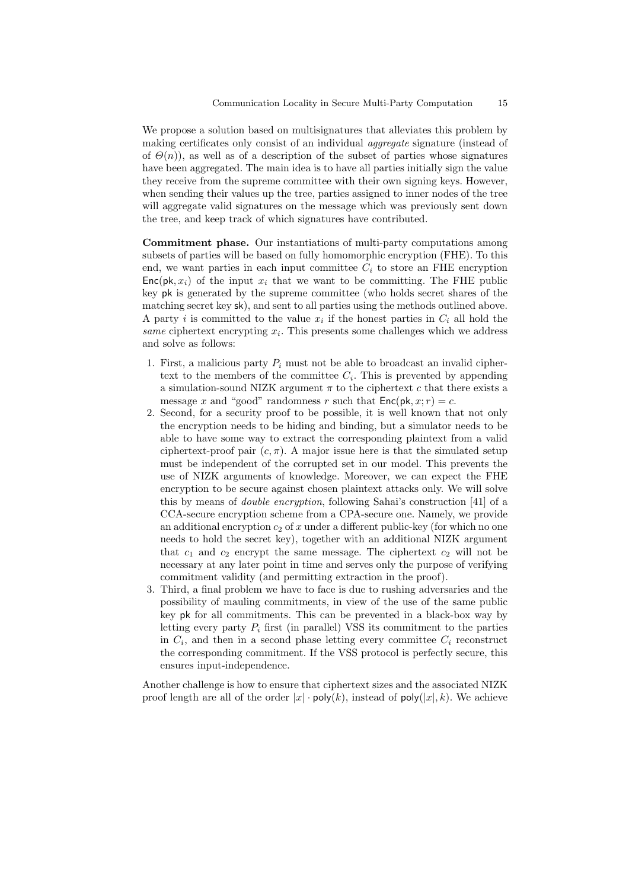We propose a solution based on multisignatures that alleviates this problem by making certificates only consist of an individual *aggregate* signature (instead of of $\Theta(n)$), as well as of a description of the subset of parties whose signatures have been aggregated. The main idea is to have all parties initially sign the value they receive from the supreme committee with their own signing keys. However, when sending their values up the tree, parties assigned to inner nodes of the tree will aggregate valid signatures on the message which was previously sent down the tree, and keep track of which signatures have contributed.

**Commitment phase.** Our instantiations of multi-party computations among subsets of parties will be based on fully homomorphic encryption (FHE). To this end, we want parties in each input committee $C_i$ to store an FHE encryption $\mathsf{Enc}(\mathsf{pk}, x_i)$ of the input $x_i$ that we want to be committing. The FHE public key $\mathsf{pk}$ is generated by the supreme committee (who holds secret shares of the matching secret key $\mathsf{sk}$), and sent to all parties using the methods outlined above. A party $i$ is committed to the value $x_i$ if the honest parties in $C_i$ all hold the *same* ciphertext encrypting $x_i$. This presents some challenges which we address and solve as follows:

1. First, a malicious party $P_i$ must not be able to broadcast an invalid ciphertext to the members of the committee $C_i$. This is prevented by appending a simulation-sound NIZK argument $\pi$ to the ciphertext $c$ that there exists a message $x$ and "good" randomness $r$ such that $\mathsf{Enc}(\mathsf{pk}, x; r) = c$.
2. Second, for a security proof to be possible, it is well known that not only the encryption needs to be hiding and binding, but a simulator needs to be able to have some way to extract the corresponding plaintext from a valid ciphertext-proof pair $(c, \pi)$. A major issue here is that the simulated setup must be independent of the corrupted set in our model. This prevents the use of NIZK arguments of knowledge. Moreover, we can expect the FHE encryption to be secure against chosen plaintext attacks only. We will solve this by means of *double encryption*, following Sahai's construction [41] of a CCA-secure encryption scheme from a CPA-secure one. Namely, we provide an additional encryption $c_2$ of $x$ under a different public-key (for which no one needs to hold the secret key), together with an additional NIZK argument that $c_1$ and $c_2$ encrypt the same message. The ciphertext $c_2$ will not be necessary at any later point in time and serves only the purpose of verifying commitment validity (and permitting extraction in the proof).
3. Third, a final problem we have to face is due to rushing adversaries and the possibility of mauling commitments, in view of the use of the same public key $\mathsf{pk}$ for all commitments. This can be prevented in a black-box way by letting every party $P_i$ first (in parallel) VSS its commitment to the parties in $C_i$, and then in a second phase letting every committee $C_i$ reconstruct the corresponding commitment. If the VSS protocol is perfectly secure, this ensures input-independence.

Another challenge is how to ensure that ciphertext sizes and the associated NIZK proof length are all of the order $|x| \cdot \mathsf{poly}(k)$, instead of $\mathsf{poly}(|x|, k)$. We achieve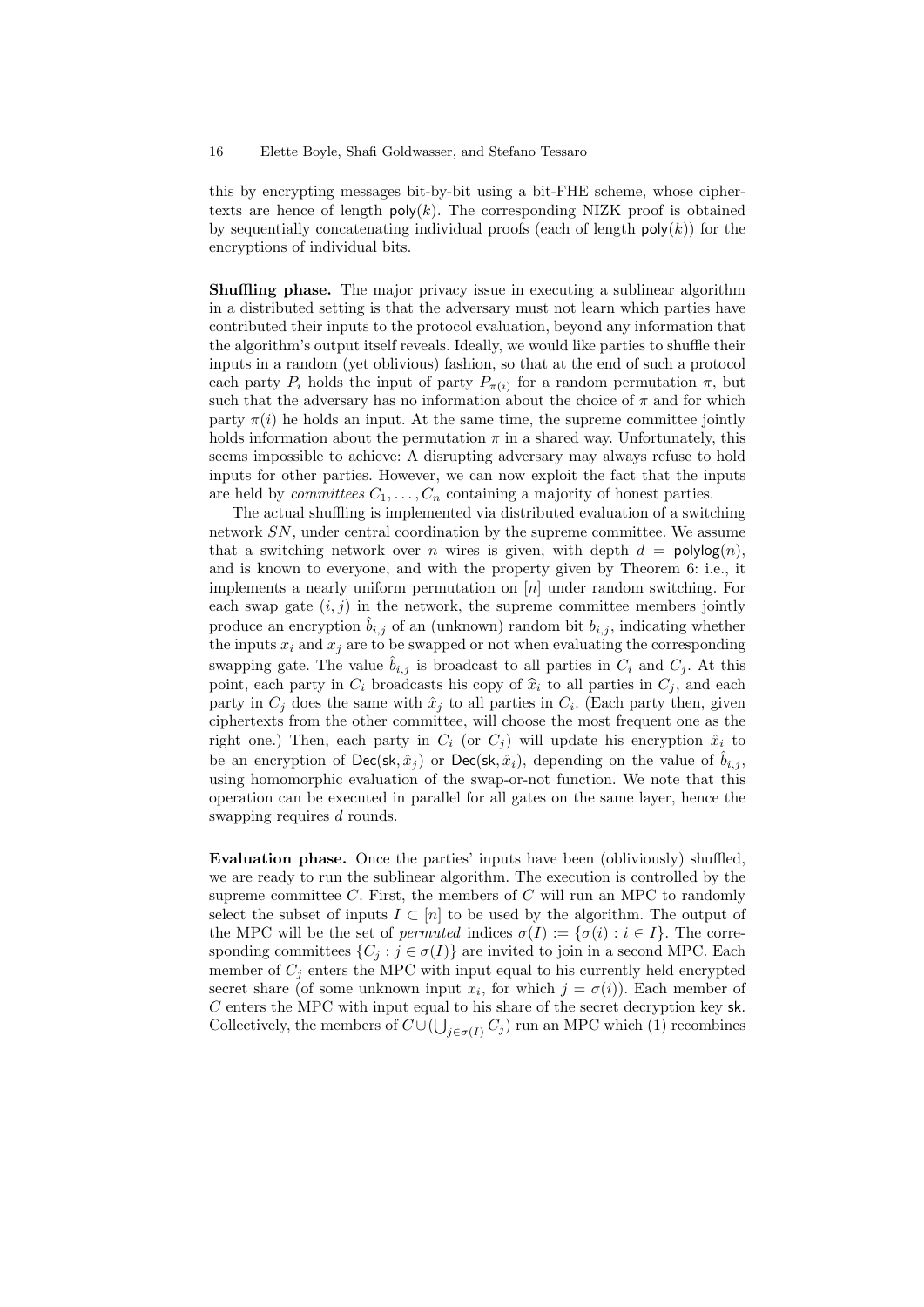this by encrypting messages bit-by-bit using a bit-FHE scheme, whose ciphertexts are hence of length $\mathsf{poly}(k)$. The corresponding NIZK proof is obtained by sequentially concatenating individual proofs (each of length $\mathsf{poly}(k)$) for the encryptions of individual bits.

**Shuffling phase.** The major privacy issue in executing a sublinear algorithm in a distributed setting is that the adversary must not learn which parties have contributed their inputs to the protocol evaluation, beyond any information that the algorithm's output itself reveals. Ideally, we would like parties to shuffle their inputs in a random (yet oblivious) fashion, so that at the end of such a protocol each party $P_i$ holds the input of party $P_{\pi(i)}$ for a random permutation $\pi$, but such that the adversary has no information about the choice of $\pi$ and for which party $\pi(i)$ he holds an input. At the same time, the supreme committee jointly holds information about the permutation $\pi$ in a shared way. Unfortunately, this seems impossible to achieve: A disrupting adversary may always refuse to hold inputs for other parties. However, we can now exploit the fact that the inputs are held by *committees* $C_1, \ldots, C_n$ containing a majority of honest parties.

The actual shuffling is implemented via distributed evaluation of a switching network $SN$, under central coordination by the supreme committee. We assume that a switching network over $n$ wires is given, with depth $d = \mathsf{polylog}(n)$, and is known to everyone, and with the property given by Theorem 6: i.e., it implements a nearly uniform permutation on $[n]$ under random switching. For each swap gate $(i, j)$ in the network, the supreme committee members jointly produce an encryption $\hat{b}_{i,j}$ of an (unknown) random bit $b_{i,j}$, indicating whether the inputs $x_i$ and $x_j$ are to be swapped or not when evaluating the corresponding swapping gate. The value $\hat{b}_{i,j}$ is broadcast to all parties in $C_i$ and $C_j$. At this point, each party in $C_i$ broadcasts his copy of $\widehat{x}_i$ to all parties in $C_j$, and each party in $C_j$ does the same with $\hat{x}_j$ to all parties in $C_i$. (Each party then, given ciphertexts from the other committee, will choose the most frequent one as the right one.) Then, each party in $C_i$ (or $C_j$) will update his encryption $\hat{x}_i$ to be an encryption of $\mathsf{Dec}(\mathsf{sk}, \hat{x}_j)$ or $\mathsf{Dec}(\mathsf{sk}, \hat{x}_i)$, depending on the value of $\hat{b}_{i,j}$, using homomorphic evaluation of the swap-or-not function. We note that this operation can be executed in parallel for all gates on the same layer, hence the swapping requires $d$ rounds.

**Evaluation phase.** Once the parties' inputs have been (obliviously) shuffled, we are ready to run the sublinear algorithm. The execution is controlled by the supreme committee $C$. First, the members of $C$ will run an MPC to randomly select the subset of inputs $I \subset [n]$ to be used by the algorithm. The output of the MPC will be the set of *permuted* indices $\sigma(I) := \{\sigma(i) : i \in I\}$. The corresponding committees $\{C_j : j \in \sigma(I)\}$ are invited to join in a second MPC. Each member of $C_j$ enters the MPC with input equal to his currently held encrypted secret share (of some unknown input $x_i$, for which $j = \sigma(i)$). Each member of $C$ enters the MPC with input equal to his share of the secret decryption key $\mathsf{sk}$. Collectively, the members of $C \cup (\bigcup_{j \in \sigma(I)} C_j)$ run an MPC which (1) recombines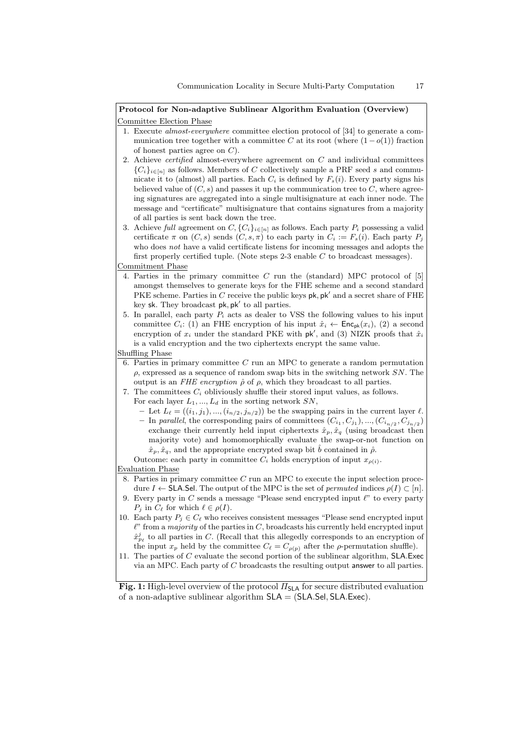**Protocol for Non-adaptive Sublinear Algorithm Evaluation (Overview)**

Committee Election Phase

1. Execute *almost-everywhere* committee election protocol of [34] to generate a communication tree together with a committee $C$ at its root (where $(1-o(1))$ fraction of honest parties agree on $C$).
2. Achieve *certified* almost-everywhere agreement on $C$ and individual committees $\{C_i\}_{i\in[n]}$ as follows. Members of $C$ collectively sample a PRF seed $s$ and communicate it to (almost) all parties. Each $C_i$ is defined by $F_s(i)$. Every party signs his believed value of $(C, s)$ and passes it up the communication tree to $C$, where agreeing signatures are aggregated into a single multisignature at each inner node. The message and "certificate" multisignature that contains signatures from a majority of all parties is sent back down the tree.
3. Achieve *full* agreement on $C, \{C_i\}_{i\in[n]}$ as follows. Each party $P_i$ possessing a valid certificate $\pi$ on $(C, s)$ sends $(C, s, \pi)$ to each party in $C_i := F_s(i)$. Each party $P_j$ who does *not* have a valid certificate listens for incoming messages and adopts the first properly certified tuple. (Note steps 2-3 enable $C$ to broadcast messages).

Commitment Phase

4. Parties in the primary committee $C$ run the (standard) MPC protocol of [5] amongst themselves to generate keys for the FHE scheme and a second standard PKE scheme. Parties in $C$ receive the public keys $\mathsf{pk}, \mathsf{pk}'$ and a secret share of FHE key $\mathsf{sk}$. They broadcast $\mathsf{pk}, \mathsf{pk}'$ to all parties.
5. In parallel, each party $P_i$ acts as dealer to VSS the following values to his input committee $C_i$: (1) an FHE encryption of his input $\hat{x}_i \leftarrow \mathsf{Enc}_{\mathsf{pk}}(x_i)$, (2) a second encryption of $x_i$ under the standard PKE with $\mathsf{pk}'$, and (3) NIZK proofs that $\hat{x}_i$ is a valid encryption and the two ciphertexts encrypt the same value.

Shuffling Phase

6. Parties in primary committee $C$ run an MPC to generate a random permutation $\rho$, expressed as a sequence of random swap bits in the switching network $SN$. The output is an *FHE encryption* $\hat{\rho}$ of $\rho$, which they broadcast to all parties.
7. The committees $C_i$ obliviously shuffle their stored input values, as follows.
   For each layer $L_1, ..., L_d$ in the sorting network $SN$,
   - Let $L_\ell = ((i_1, j_1), ..., (i_{n/2}, j_{n/2}))$ be the swapping pairs in the current layer $\ell$.
   - In *parallel*, the corresponding pairs of committees $(C_{i_1}, C_{j_1}), ..., (C_{i_{n/2}}, C_{j_{n/2}})$ exchange their currently held input ciphertexts $\hat{x}_p, \hat{x}_q$ (using broadcast then majority vote) and homomorphically evaluate the swap-or-not function on $\hat{x}_p, \hat{x}_q$, and the appropriate encrypted swap bit $\hat{b}$ contained in $\hat{\rho}$.

   Outcome: each party in committee $C_i$ holds encryption of input $x_{\rho(i)}$.

Evaluation Phase

8. Parties in primary committee $C$ run an MPC to execute the input selection procedure $I \leftarrow \mathsf{SLA.Sel}$. The output of the MPC is the set of *permuted* indices $\rho(I) \subset [n]$.
9. Every party in $C$ sends a message "Please send encrypted input $\ell$" to every party $P_j$ in $C_\ell$ for which $\ell \in \rho(I)$.
10. Each party $P_j \in C_\ell$ who receives consistent messages "Please send encrypted input $\ell$" from a *majority* of the parties in $C$, broadcasts his currently held encrypted input $\hat{x}^j_{p_\ell}$ to all parties in $C$. (Recall that this allegedly corresponds to an encryption of the input $x_p$ held by the committee $C_\ell = C_{\rho(p)}$ after the $\rho$-permutation shuffle).
11. The parties of $C$ evaluate the second portion of the sublinear algorithm, $\mathsf{SLA.Exec}$ via an MPC. Each party of $C$ broadcasts the resulting output $\mathsf{answer}$ to all parties.

**Fig. 1:** High-level overview of the protocol $\Pi_{\mathsf{SLA}}$ for secure distributed evaluation of a non-adaptive sublinear algorithm $\mathsf{SLA} = (\mathsf{SLA.Sel}, \mathsf{SLA.Exec})$.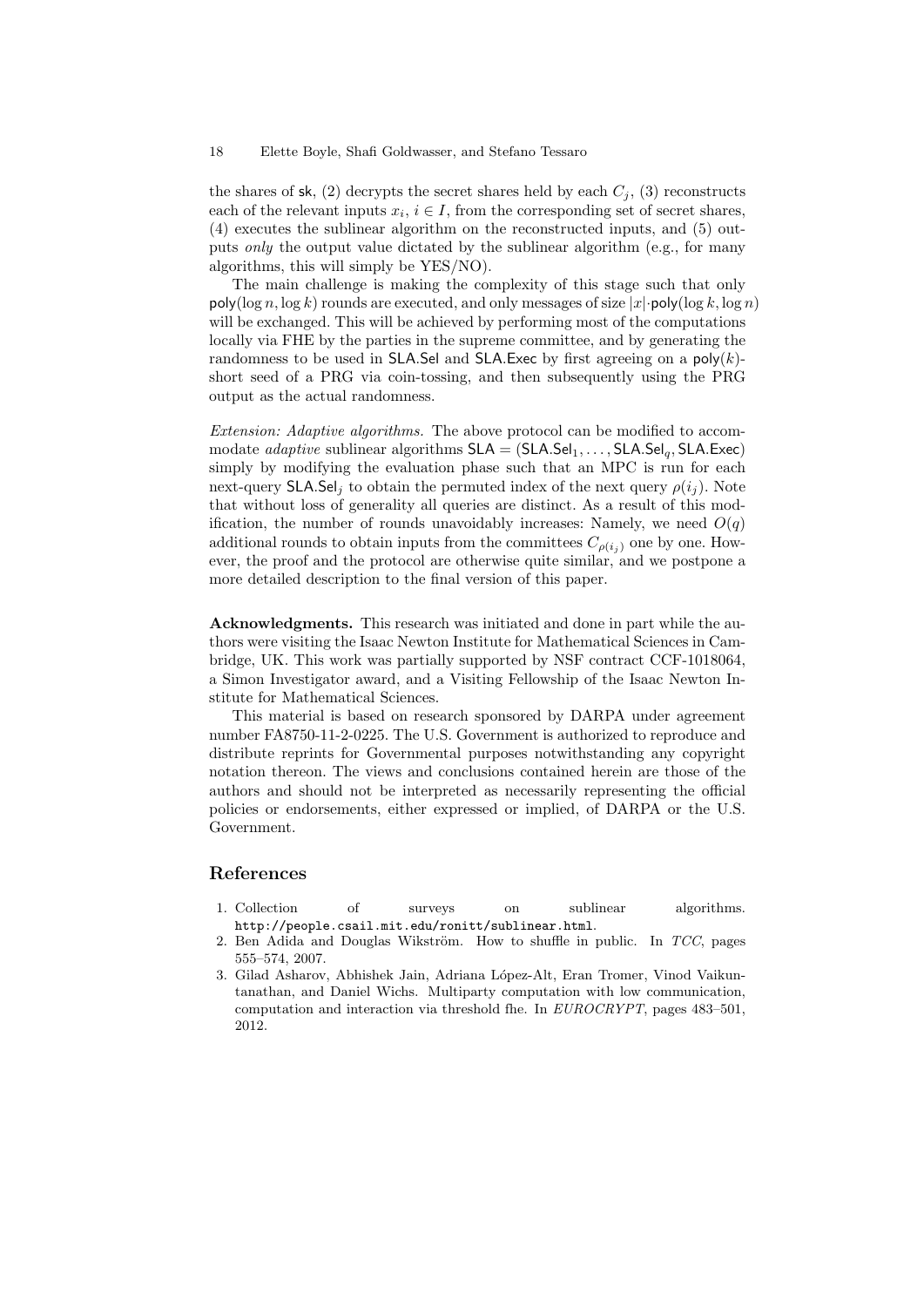the shares of $\mathsf{sk}$, (2) decrypts the secret shares held by each $C_j$, (3) reconstructs each of the relevant inputs $x_i$, $i \in I$, from the corresponding set of secret shares, (4) executes the sublinear algorithm on the reconstructed inputs, and (5) outputs *only* the output value dictated by the sublinear algorithm (e.g., for many algorithms, this will simply be YES/NO).

The main challenge is making the complexity of this stage such that only $\mathsf{poly}(\log n, \log k)$ rounds are executed, and only messages of size $|x| \cdot \mathsf{poly}(\log k, \log n)$ will be exchanged. This will be achieved by performing most of the computations locally via FHE by the parties in the supreme committee, and by generating the randomness to be used in $\mathsf{SLA.Sel}$ and $\mathsf{SLA.Exec}$ by first agreeing on a $\mathsf{poly}(k)$-short seed of a PRG via coin-tossing, and then subsequently using the PRG output as the actual randomness.

*Extension: Adaptive algorithms.* The above protocol can be modified to accommodate *adaptive* sublinear algorithms $\mathsf{SLA} = (\mathsf{SLA.Sel}_1, \ldots, \mathsf{SLA.Sel}_q, \mathsf{SLA.Exec})$ simply by modifying the evaluation phase such that an MPC is run for each next-query $\mathsf{SLA.Sel}_j$ to obtain the permuted index of the next query $\rho(i_j)$. Note that without loss of generality all queries are distinct. As a result of this modification, the number of rounds unavoidably increases: Namely, we need $O(q)$ additional rounds to obtain inputs from the committees $C_{\rho(i_j)}$ one by one. However, the proof and the protocol are otherwise quite similar, and we postpone a more detailed description to the final version of this paper.

**Acknowledgments.** This research was initiated and done in part while the authors were visiting the Isaac Newton Institute for Mathematical Sciences in Cambridge, UK. This work was partially supported by NSF contract CCF-1018064, a Simon Investigator award, and a Visiting Fellowship of the Isaac Newton Institute for Mathematical Sciences.

This material is based on research sponsored by DARPA under agreement number FA8750-11-2-0225. The U.S. Government is authorized to reproduce and distribute reprints for Governmental purposes notwithstanding any copyright notation thereon. The views and conclusions contained herein are those of the authors and should not be interpreted as necessarily representing the official policies or endorsements, either expressed or implied, of DARPA or the U.S. Government.

## References

1. Collection of surveys on sublinear algorithms. `http://people.csail.mit.edu/ronitt/sublinear.html`.
2. Ben Adida and Douglas Wikström. How to shuffle in public. In *TCC*, pages 555–574, 2007.
3. Gilad Asharov, Abhishek Jain, Adriana López-Alt, Eran Tromer, Vinod Vaikuntanathan, and Daniel Wichs. Multiparty computation with low communication, computation and interaction via threshold fhe. In *EUROCRYPT*, pages 483–501, 2012.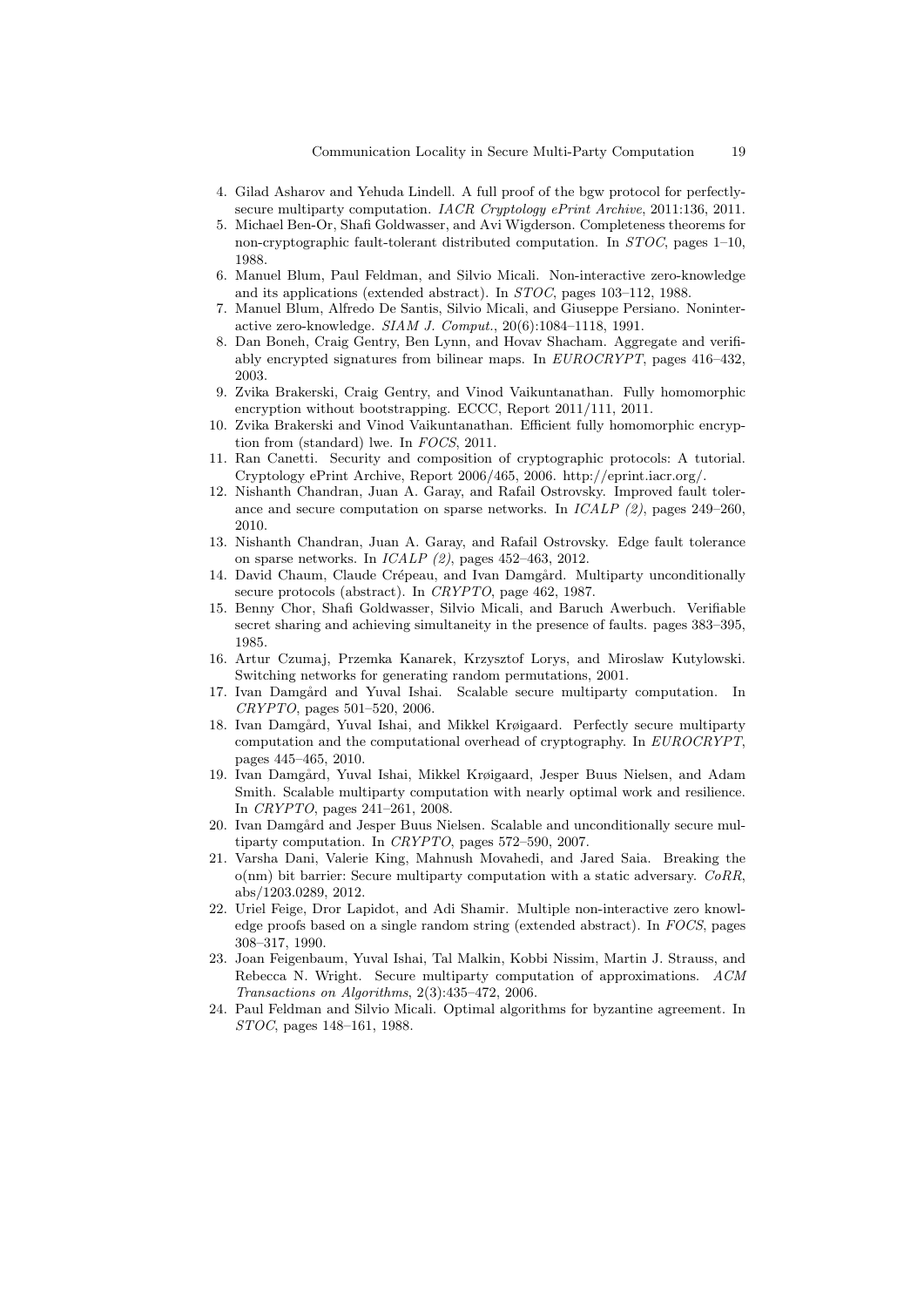4. Gilad Asharov and Yehuda Lindell. A full proof of the bgw protocol for perfectly-secure multiparty computation. *IACR Cryptology ePrint Archive*, 2011:136, 2011.
5. Michael Ben-Or, Shafi Goldwasser, and Avi Wigderson. Completeness theorems for non-cryptographic fault-tolerant distributed computation. In *STOC*, pages 1–10, 1988.
6. Manuel Blum, Paul Feldman, and Silvio Micali. Non-interactive zero-knowledge and its applications (extended abstract). In *STOC*, pages 103–112, 1988.
7. Manuel Blum, Alfredo De Santis, Silvio Micali, and Giuseppe Persiano. Noninteractive zero-knowledge. *SIAM J. Comput.*, 20(6):1084–1118, 1991.
8. Dan Boneh, Craig Gentry, Ben Lynn, and Hovav Shacham. Aggregate and verifiably encrypted signatures from bilinear maps. In *EUROCRYPT*, pages 416–432, 2003.
9. Zvika Brakerski, Craig Gentry, and Vinod Vaikuntanathan. Fully homomorphic encryption without bootstrapping. ECCC, Report 2011/111, 2011.
10. Zvika Brakerski and Vinod Vaikuntanathan. Efficient fully homomorphic encryption from (standard) lwe. In *FOCS*, 2011.
11. Ran Canetti. Security and composition of cryptographic protocols: A tutorial. Cryptology ePrint Archive, Report 2006/465, 2006. http://eprint.iacr.org/.
12. Nishanth Chandran, Juan A. Garay, and Rafail Ostrovsky. Improved fault tolerance and secure computation on sparse networks. In *ICALP (2)*, pages 249–260, 2010.
13. Nishanth Chandran, Juan A. Garay, and Rafail Ostrovsky. Edge fault tolerance on sparse networks. In *ICALP (2)*, pages 452–463, 2012.
14. David Chaum, Claude Crépeau, and Ivan Damgård. Multiparty unconditionally secure protocols (abstract). In *CRYPTO*, page 462, 1987.
15. Benny Chor, Shafi Goldwasser, Silvio Micali, and Baruch Awerbuch. Verifiable secret sharing and achieving simultaneity in the presence of faults. pages 383–395, 1985.
16. Artur Czumaj, Przemka Kanarek, Krzysztof Lorys, and Miroslaw Kutylowski. Switching networks for generating random permutations, 2001.
17. Ivan Damgård and Yuval Ishai. Scalable secure multiparty computation. In *CRYPTO*, pages 501–520, 2006.
18. Ivan Damgård, Yuval Ishai, and Mikkel Krøigaard. Perfectly secure multiparty computation and the computational overhead of cryptography. In *EUROCRYPT*, pages 445–465, 2010.
19. Ivan Damgård, Yuval Ishai, Mikkel Krøigaard, Jesper Buus Nielsen, and Adam Smith. Scalable multiparty computation with nearly optimal work and resilience. In *CRYPTO*, pages 241–261, 2008.
20. Ivan Damgård and Jesper Buus Nielsen. Scalable and unconditionally secure multiparty computation. In *CRYPTO*, pages 572–590, 2007.
21. Varsha Dani, Valerie King, Mahnush Movahedi, and Jared Saia. Breaking the o(nm) bit barrier: Secure multiparty computation with a static adversary. *CoRR*, abs/1203.0289, 2012.
22. Uriel Feige, Dror Lapidot, and Adi Shamir. Multiple non-interactive zero knowledge proofs based on a single random string (extended abstract). In *FOCS*, pages 308–317, 1990.
23. Joan Feigenbaum, Yuval Ishai, Tal Malkin, Kobbi Nissim, Martin J. Strauss, and Rebecca N. Wright. Secure multiparty computation of approximations. *ACM Transactions on Algorithms*, 2(3):435–472, 2006.
24. Paul Feldman and Silvio Micali. Optimal algorithms for byzantine agreement. In *STOC*, pages 148–161, 1988.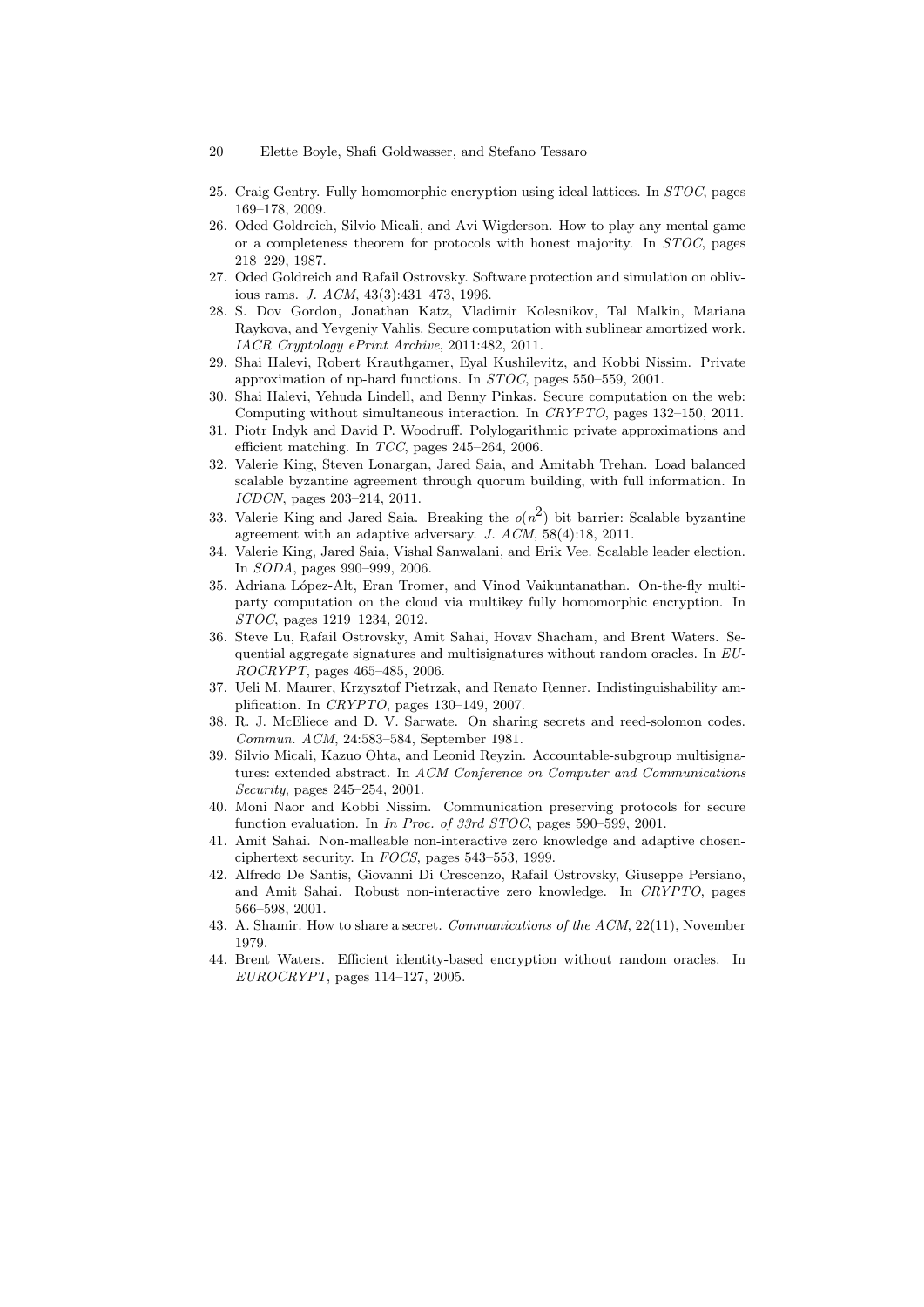25. Craig Gentry. Fully homomorphic encryption using ideal lattices. In *STOC*, pages 169–178, 2009.
26. Oded Goldreich, Silvio Micali, and Avi Wigderson. How to play any mental game or a completeness theorem for protocols with honest majority. In *STOC*, pages 218–229, 1987.
27. Oded Goldreich and Rafail Ostrovsky. Software protection and simulation on oblivious rams. *J. ACM*, 43(3):431–473, 1996.
28. S. Dov Gordon, Jonathan Katz, Vladimir Kolesnikov, Tal Malkin, Mariana Raykova, and Yevgeniy Vahlis. Secure computation with sublinear amortized work. *IACR Cryptology ePrint Archive*, 2011:482, 2011.
29. Shai Halevi, Robert Krauthgamer, Eyal Kushilevitz, and Kobbi Nissim. Private approximation of np-hard functions. In *STOC*, pages 550–559, 2001.
30. Shai Halevi, Yehuda Lindell, and Benny Pinkas. Secure computation on the web: Computing without simultaneous interaction. In *CRYPTO*, pages 132–150, 2011.
31. Piotr Indyk and David P. Woodruff. Polylogarithmic private approximations and efficient matching. In *TCC*, pages 245–264, 2006.
32. Valerie King, Steven Lonargan, Jared Saia, and Amitabh Trehan. Load balanced scalable byzantine agreement through quorum building, with full information. In *ICDCN*, pages 203–214, 2011.
33. Valerie King and Jared Saia. Breaking the $o(n^2)$ bit barrier: Scalable byzantine agreement with an adaptive adversary. *J. ACM*, 58(4):18, 2011.
34. Valerie King, Jared Saia, Vishal Sanwalani, and Erik Vee. Scalable leader election. In *SODA*, pages 990–999, 2006.
35. Adriana López-Alt, Eran Tromer, and Vinod Vaikuntanathan. On-the-fly multiparty computation on the cloud via multikey fully homomorphic encryption. In *STOC*, pages 1219–1234, 2012.
36. Steve Lu, Rafail Ostrovsky, Amit Sahai, Hovav Shacham, and Brent Waters. Sequential aggregate signatures and multisignatures without random oracles. In *EUROCRYPT*, pages 465–485, 2006.
37. Ueli M. Maurer, Krzysztof Pietrzak, and Renato Renner. Indistinguishability amplification. In *CRYPTO*, pages 130–149, 2007.
38. R. J. McEliece and D. V. Sarwate. On sharing secrets and reed-solomon codes. *Commun. ACM*, 24:583–584, September 1981.
39. Silvio Micali, Kazuo Ohta, and Leonid Reyzin. Accountable-subgroup multisignatures: extended abstract. In *ACM Conference on Computer and Communications Security*, pages 245–254, 2001.
40. Moni Naor and Kobbi Nissim. Communication preserving protocols for secure function evaluation. In *In Proc. of 33rd STOC*, pages 590–599, 2001.
41. Amit Sahai. Non-malleable non-interactive zero knowledge and adaptive chosen-ciphertext security. In *FOCS*, pages 543–553, 1999.
42. Alfredo De Santis, Giovanni Di Crescenzo, Rafail Ostrovsky, Giuseppe Persiano, and Amit Sahai. Robust non-interactive zero knowledge. In *CRYPTO*, pages 566–598, 2001.
43. A. Shamir. How to share a secret. *Communications of the ACM*, 22(11), November 1979.
44. Brent Waters. Efficient identity-based encryption without random oracles. In *EUROCRYPT*, pages 114–127, 2005.